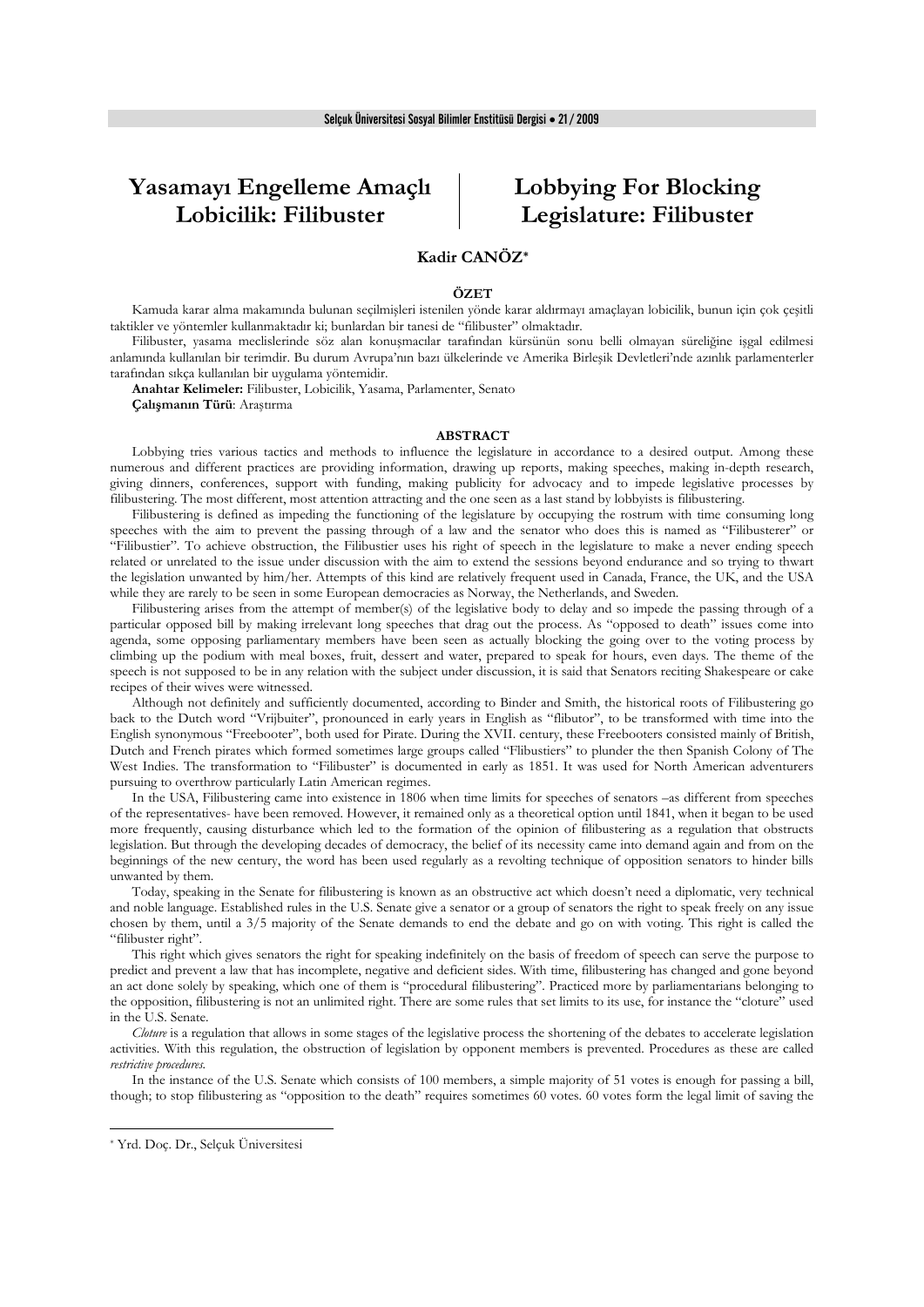# Yasamayı Engelleme Amaçlı Lobicilik: Filibuster

# Lobbying For Blocking Legislature: Filibuster

**Kadir CANÖZ***

**ÖZET**

Kamuda karar alma makamında bulunan seçilmişleri istenilen yönde karar aldırmayı amaçlayan lobicilik, bunun için çok çeşitli taktikler ve yöntemler kullanmaktadır ki; bunlardan bir tanesi de "filibuster" olmaktadır.

Filibuster, yasama meclislerinde söz alan konuşmacılar tarafından kürsünün sonu belli olmayan süreliğine işgal edilmesi anlamında kullanılan bir terimdir. Bu durum Avrupa'nın bazı ülkelerinde ve Amerika Birleşik Devletleri'nde azınlık parlamenterler tarafından sıkça kullanılan bir uygulama yöntemidir.

**Anahtar Kelimeler:** Filibuster, Lobicilik, Yasama, Parlamenter, Senato

**Çalışmanın Türü**: Araştırma

**ABSTRACT**

Lobbying tries various tactics and methods to influence the legislature in accordance to a desired output. Among these numerous and different practices are providing information, drawing up reports, making speeches, making in-depth research, giving dinners, conferences, support with funding, making publicity for advocacy and to impede legislative processes by filibustering. The most different, most attention attracting and the one seen as a last stand by lobbyists is filibustering.

Filibustering is defined as impeding the functioning of the legislature by occupying the rostrum with time consuming long speeches with the aim to prevent the passing through of a law and the senator who does this is named as "Filibusterer" or "Filibustier". To achieve obstruction, the Filibustier uses his right of speech in the legislature to make a never ending speech related or unrelated to the issue under discussion with the aim to extend the sessions beyond endurance and so trying to thwart the legislation unwanted by him/her. Attempts of this kind are relatively frequent used in Canada, France, the UK, and the USA while they are rarely to be seen in some European democracies as Norway, the Netherlands, and Sweden.

Filibustering arises from the attempt of member(s) of the legislative body to delay and so impede the passing through of a particular opposed bill by making irrelevant long speeches that drag out the process. As "opposed to death" issues come into agenda, some opposing parliamentary members have been seen as actually blocking the going over to the voting process by climbing up the podium with meal boxes, fruit, dessert and water, prepared to speak for hours, even days. The theme of the speech is not supposed to be in any relation with the subject under discussion, it is said that Senators reciting Shakespeare or cake recipes of their wives were witnessed.

Although not definitely and sufficiently documented, according to Binder and Smith, the historical roots of Filibustering go back to the Dutch word "Vrijbuiter", pronounced in early years in English as "flibutor", to be transformed with time into the English synonymous "Freebooter", both used for Pirate. During the XVII. century, these Freebooters consisted mainly of British, Dutch and French pirates which formed sometimes large groups called "Flibustiers" to plunder the then Spanish Colony of The West Indies. The transformation to "Filibuster" is documented in early as 1851. It was used for North American adventurers pursuing to overthrow particularly Latin American regimes.

In the USA, Filibustering came into existence in 1806 when time limits for speeches of senators –as different from speeches of the representatives- have been removed. However, it remained only as a theoretical option until 1841, when it began to be used more frequently, causing disturbance which led to the formation of the opinion of filibustering as a regulation that obstructs legislation. But through the developing decades of democracy, the belief of its necessity came into demand again and from on the beginnings of the new century, the word has been used regularly as a revolting technique of opposition senators to hinder bills unwanted by them.

Today, speaking in the Senate for filibustering is known as an obstructive act which doesn't need a diplomatic, very technical and noble language. Established rules in the U.S. Senate give a senator or a group of senators the right to speak freely on any issue chosen by them, until a 3/5 majority of the Senate demands to end the debate and go on with voting. This right is called the "filibuster right".

This right which gives senators the right for speaking indefinitely on the basis of freedom of speech can serve the purpose to predict and prevent a law that has incomplete, negative and deficient sides. With time, filibustering has changed and gone beyond an act done solely by speaking, which one of them is "procedural filibustering". Practiced more by parliamentarians belonging to the opposition, filibustering is not an unlimited right. There are some rules that set limits to its use, for instance the "cloture" used in the U.S. Senate.

*Cloture* is a regulation that allows in some stages of the legislative process the shortening of the debates to accelerate legislation activities. With this regulation, the obstruction of legislation by opponent members is prevented. Procedures as these are called *restrictive procedures.*

In the instance of the U.S. Senate which consists of 100 members, a simple majority of 51 votes is enough for passing a bill, though; to stop filibustering as "opposition to the death" requires sometimes 60 votes. 60 votes form the legal limit of saving the

---

* Yrd. Doç. Dr., Selçuk Üniversitesi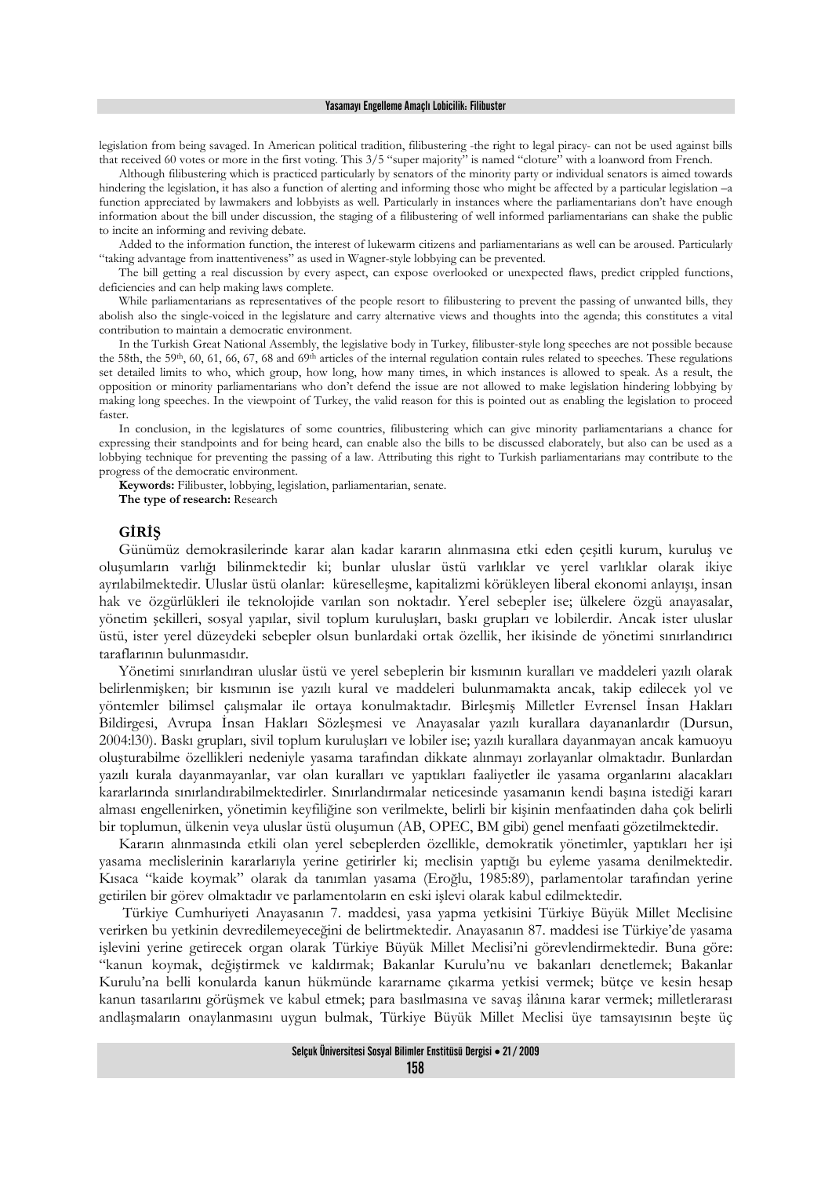legislation from being savaged. In American political tradition, filibustering -the right to legal piracy- can not be used against bills that received 60 votes or more in the first voting. This 3/5 "super majority" is named "cloture" with a loanword from French.

Although filibustering which is practiced particularly by senators of the minority party or individual senators is aimed towards hindering the legislation, it has also a function of alerting and informing those who might be affected by a particular legislation –a function appreciated by lawmakers and lobbyists as well. Particularly in instances where the parliamentarians don't have enough information about the bill under discussion, the staging of a filibustering of well informed parliamentarians can shake the public to incite an informing and reviving debate.

Added to the information function, the interest of lukewarm citizens and parliamentarians as well can be aroused. Particularly "taking advantage from inattentiveness" as used in Wagner-style lobbying can be prevented.

The bill getting a real discussion by every aspect, can expose overlooked or unexpected flaws, predict crippled functions, deficiencies and can help making laws complete.

While parliamentarians as representatives of the people resort to filibustering to prevent the passing of unwanted bills, they abolish also the single-voiced in the legislature and carry alternative views and thoughts into the agenda; this constitutes a vital contribution to maintain a democratic environment.

In the Turkish Great National Assembly, the legislative body in Turkey, filibuster-style long speeches are not possible because the 58th, the 59th, 60, 61, 66, 67, 68 and 69th articles of the internal regulation contain rules related to speeches. These regulations set detailed limits to who, which group, how long, how many times, in which instances is allowed to speak. As a result, the opposition or minority parliamentarians who don't defend the issue are not allowed to make legislation hindering lobbying by making long speeches. In the viewpoint of Turkey, the valid reason for this is pointed out as enabling the legislation to proceed faster.

In conclusion, in the legislatures of some countries, filibustering which can give minority parliamentarians a chance for expressing their standpoints and for being heard, can enable also the bills to be discussed elaborately, but also can be used as a lobbying technique for preventing the passing of a law. Attributing this right to Turkish parliamentarians may contribute to the progress of the democratic environment.

**Keywords:** Filibuster, lobbying, legislation, parliamentarian, senate.

**The type of research:** Research

## GİRİŞ

Günümüz demokrasilerinde karar alan kadar kararın alınmasına etki eden çeşitli kurum, kuruluş ve oluşumların varlığı bilinmektedir ki; bunlar uluslar üstü varlıklar ve yerel varlıklar olarak ikiye ayrılabilmektedir. Uluslar üstü olanlar: küreselleşme, kapitalizmi körükleyen liberal ekonomi anlayışı, insan hak ve özgürlükleri ile teknolojide varılan son noktadır. Yerel sebepler ise; ülkelere özgü anayasalar, yönetim şekilleri, sosyal yapılar, sivil toplum kuruluşları, baskı grupları ve lobilerdir. Ancak ister uluslar üstü, ister yerel düzeydeki sebepler olsun bunlardaki ortak özellik, her ikisinde de yönetimi sınırlandırıcı taraflarının bulunmasıdır.

Yönetimi sınırlandıran uluslar üstü ve yerel sebeplerin bir kısmının kuralları ve maddeleri yazılı olarak belirlenmişken; bir kısmının ise yazılı kural ve maddeleri bulunmamakta ancak, takip edilecek yol ve yöntemler bilimsel çalışmalar ile ortaya konulmaktadır. Birleşmiş Milletler Evrensel İnsan Hakları Bildirgesi, Avrupa İnsan Hakları Sözleşmesi ve Anayasalar yazılı kurallara dayananlardır (Dursun, 2004:130). Baskı grupları, sivil toplum kuruluşları ve lobiler ise; yazılı kurallara dayanmayan ancak kamuoyu oluşturabilme özellikleri nedeniyle yasama tarafından dikkate alınmayı zorlayanlar olmaktadır. Bunlardan yazılı kurala dayanmayanlar, var olan kuralları ve yaptıkları faaliyetler ile yasama organlarını alacakları kararlarında sınırlandırabilmektedirler. Sınırlandırmalar neticesinde yasamanın kendi başına istediği kararı alması engellenirken, yönetimin keyfiliğine son verilmekte, belirli bir kişinin menfaatinden daha çok belirli bir toplumun, ülkenin veya uluslar üstü oluşumun (AB, OPEC, BM gibi) genel menfaati gözetilmektedir.

Kararın alınmasında etkili olan yerel sebeplerden özellikle, demokratik yönetimler, yaptıkları her işi yasama meclislerinin kararlarıyla yerine getirirler ki; meclisin yaptığı bu eyleme yasama denilmektedir. Kısaca "kaide koymak" olarak da tanımlan yasama (Eroğlu, 1985:89), parlamentolar tarafından yerine getirilen bir görev olmaktadır ve parlamentoların en eski işlevi olarak kabul edilmektedir.

Türkiye Cumhuriyeti Anayasanın 7. maddesi, yasa yapma yetkisini Türkiye Büyük Millet Meclisine verirken bu yetkinin devredilemeyeceğini de belirtmektedir. Anayasanın 87. maddesi ise Türkiye'de yasama işlevini yerine getirecek organ olarak Türkiye Büyük Millet Meclisi'ni görevlendirmektedir. Buna göre: "kanun koymak, değiştirmek ve kaldırmak; Bakanlar Kurulu'nu ve bakanları denetlemek; Bakanlar Kurulu'na belli konularda kanun hükmünde kararname çıkarma yetkisi vermek; bütçe ve kesin hesap kanun tasarılarını görüşmek ve kabul etmek; para basılmasına ve savaş ilânına karar vermek; milletlerarası andlaşmaların onaylanmasını uygun bulmak, Türkiye Büyük Millet Meclisi üye tamsayısının beşte üç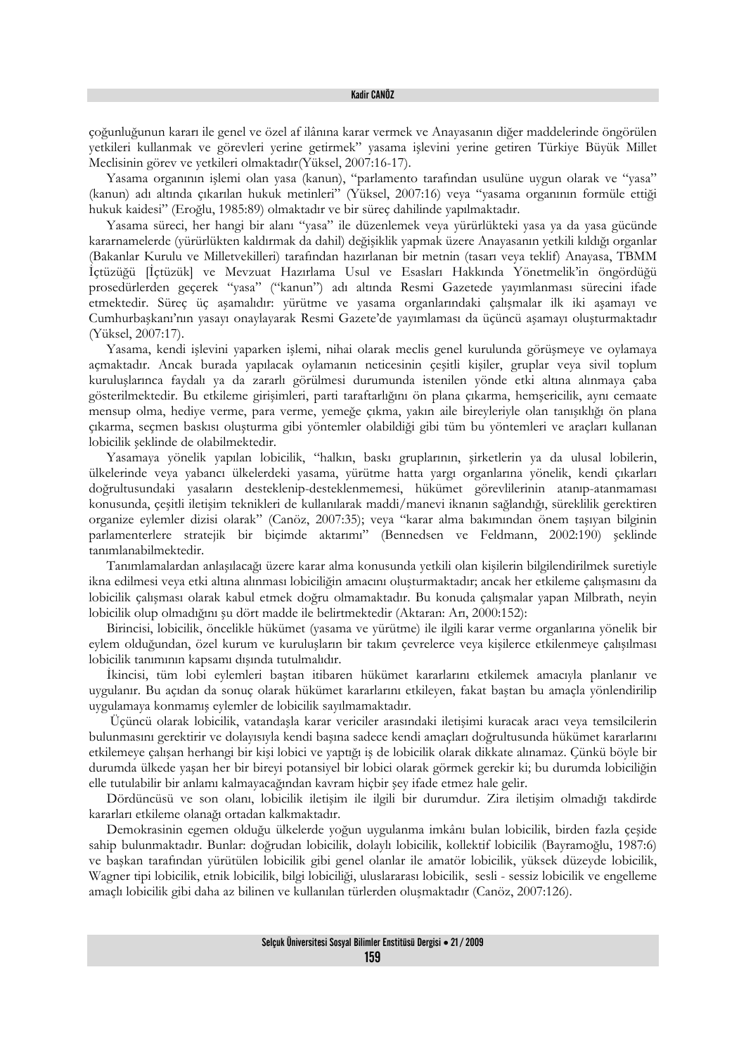çoğunluğunun kararı ile genel ve özel af ilânına karar vermek ve Anayasanın diğer maddelerinde öngörülen yetkileri kullanmak ve görevleri yerine getirmek" yasama işlevini yerine getiren Türkiye Büyük Millet Meclisinin görev ve yetkileri olmaktadır(Yüksel, 2007:16-17).

Yasama organının işlemi olan yasa (kanun), "parlamento tarafından usulüne uygun olarak ve "yasa" (kanun) adı altında çıkarılan hukuk metinleri" (Yüksel, 2007:16) veya "yasama organının formüle ettiği hukuk kaidesi" (Eroğlu, 1985:89) olmaktadır ve bir süreç dahilinde yapılmaktadır.

Yasama süreci, her hangi bir alanı "yasa" ile düzenlemek veya yürürlükteki yasa ya da yasa gücünde kararnamelerde (yürürlükten kaldırmak da dahil) değişiklik yapmak üzere Anayasanın yetkili kıldığı organlar (Bakanlar Kurulu ve Milletvekilleri) tarafından hazırlanan bir metnin (tasarı veya teklif) Anayasa, TBMM İçtüzüğü [İçtüzük] ve Mevzuat Hazırlama Usul ve Esasları Hakkında Yönetmelik'in öngördüğü prosedürlerden geçerek "yasa" ("kanun") adı altında Resmi Gazetede yayımlanması sürecini ifade etmektedir. Süreç üç aşamalıdır: yürütme ve yasama organlarındaki çalışmalar ilk iki aşamayı ve Cumhurbaşkanı'nın yasayı onaylayarak Resmi Gazete'de yayımlaması da üçüncü aşamayı oluşturmaktadır (Yüksel, 2007:17).

Yasama, kendi işlevini yaparken işlemi, nihai olarak meclis genel kurulunda görüşmeye ve oylamaya açmaktadır. Ancak burada yapılacak oylamanın neticesinin çeşitli kişiler, gruplar veya sivil toplum kuruluşlarınca faydalı ya da zararlı görülmesi durumunda istenilen yönde etki altına alınmaya çaba gösterilmektedir. Bu etkileme girişimleri, parti taraftarlığını ön plana çıkarma, hemşericilik, aynı cemaate mensup olma, hediye verme, para verme, yemeğe çıkma, yakın aile bireyleriyle olan tanışıklığı ön plana çıkarma, seçmen baskısı oluşturma gibi yöntemler olabildiği gibi tüm bu yöntemleri ve araçları kullanan lobicilik şeklinde de olabilmektedir.

Yasamaya yönelik yapılan lobicilik, "halkın, baskı gruplarının, şirketlerin ya da ulusal lobilerin, ülkelerinde veya yabancı ülkelerdeki yasama, yürütme hatta yargı organlarına yönelik, kendi çıkarları doğrultusundaki yasaların desteklenip-desteklenmemesi, hükümet görevlilerinin atanıp-atanmaması konusunda, çeşitli iletişim teknikleri de kullanılarak maddi/manevi iknanın sağlandığı, süreklilik gerektiren organize eylemler dizisi olarak" (Canöz, 2007:35); veya "karar alma bakımından önem taşıyan bilginin parlamenterlere stratejik bir biçimde aktarımı" (Bennedsen ve Feldmann, 2002:190) şeklinde tanımlanabilmektedir.

Tanımlamalardan anlaşılacağı üzere karar alma konusunda yetkili olan kişilerin bilgilendirilmek suretiyle ikna edilmesi veya etki altına alınması lobiciliğin amacını oluşturmaktadır; ancak her etkileme çalışmasını da lobicilik çalışması olarak kabul etmek doğru olmamaktadır. Bu konuda çalışmalar yapan Milbrath, neyin lobicilik olup olmadığını şu dört madde ile belirtmektedir (Aktaran: Arı, 2000:152):

Birincisi, lobicilik, öncelikle hükümet (yasama ve yürütme) ile ilgili karar verme organlarına yönelik bir eylem olduğundan, özel kurum ve kuruluşların bir takım çevrelerce veya kişilerce etkilenmeye çalışılması lobicilik tanımının kapsamı dışında tutulmalıdır.

İkincisi, tüm lobi eylemleri baştan itibaren hükümet kararlarını etkilemek amacıyla planlanır ve uygulanır. Bu açıdan da sonuç olarak hükümet kararlarını etkileyen, fakat baştan bu amaçla yönlendirilip uygulamaya konmamış eylemler de lobicilik sayılmamaktadır.

Üçüncü olarak lobicilik, vatandaşla karar vericiler arasındaki iletişimi kuracak aracı veya temsilcilerin bulunmasını gerektirir ve dolayısıyla kendi başına sadece kendi amaçları doğrultusunda hükümet kararlarını etkilemeye çalışan herhangi bir kişi lobici ve yaptığı iş de lobicilik olarak dikkate alınamaz. Çünkü böyle bir durumda ülkede yaşan her bir bireyi potansiyel bir lobici olarak görmek gerekir ki; bu durumda lobiciliğin elle tutulabilir bir anlamı kalmayacağından kavram hiçbir şey ifade etmez hale gelir.

Dördüncüsü ve son olanı, lobicilik iletişim ile ilgili bir durumdur. Zira iletişim olmadığı takdirde kararları etkileme olanağı ortadan kalkmaktadır.

Demokrasinin egemen olduğu ülkelerde yoğun uygulanma imkânı bulan lobicilik, birden fazla çeşide sahip bulunmaktadır. Bunlar: doğrudan lobicilik, dolaylı lobicilik, kollektif lobicilik (Bayramoğlu, 1987:6) ve başkan tarafından yürütülen lobicilik gibi genel olanlar ile amatör lobicilik, yüksek düzeyde lobicilik, Wagner tipi lobicilik, etnik lobicilik, bilgi lobiciliği, uluslararası lobicilik, sesli - sessiz lobicilik ve engelleme amaçlı lobicilik gibi daha az bilinen ve kullanılan türlerden oluşmaktadır (Canöz, 2007:126).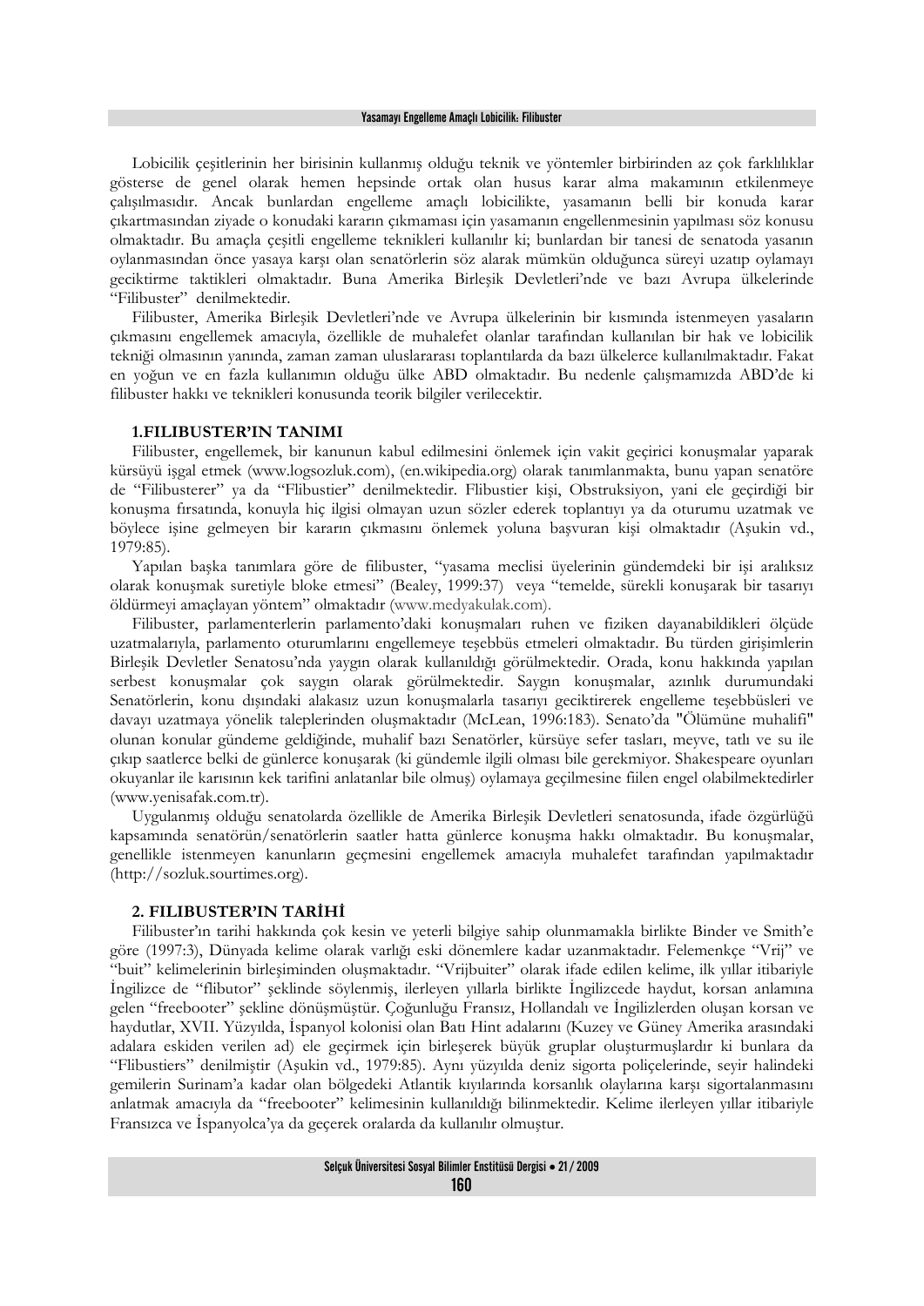Lobicilik çeşitlerinin her birisinin kullanmış olduğu teknik ve yöntemler birbirinden az çok farklılıklar gösterse de genel olarak hemen hepsinde ortak olan husus karar alma makamının etkilenmeye çalışılmasıdır. Ancak bunlardan engelleme amaçlı lobicilikte, yasamanın belli bir konuda karar çıkartmasından ziyade o konudaki kararın çıkmaması için yasamanın engellenmesinin yapılması söz konusu olmaktadır. Bu amaçla çeşitli engelleme teknikleri kullanılır ki; bunlardan bir tanesi de senatoda yasanın oylanmasından önce yasaya karşı olan senatörlerin söz alarak mümkün olduğunca süreyi uzatıp oylamayı geciktirme taktikleri olmaktadır. Buna Amerika Birleşik Devletleri'nde ve bazı Avrupa ülkelerinde "Filibuster" denilmektedir.

Filibuster, Amerika Birleşik Devletleri'nde ve Avrupa ülkelerinin bir kısmında istenmeyen yasaların çıkmasını engellemek amacıyla, özellikle de muhalefet olanlar tarafından kullanılan bir hak ve lobicilik tekniği olmasının yanında, zaman zaman uluslararası toplantılarda da bazı ülkelerce kullanılmaktadır. Fakat en yoğun ve en fazla kullanımın olduğu ülke ABD olmaktadır. Bu nedenle çalışmamızda ABD'de ki filibuster hakkı ve teknikleri konusunda teorik bilgiler verilecektir.

### 1.FILIBUSTER'IN TANIMI

Filibuster, engellemek, bir kanunun kabul edilmesini önlemek için vakit geçirici konuşmalar yaparak kürsüyü işgal etmek (www.logsozluk.com), (en.wikipedia.org) olarak tanımlanmakta, bunu yapan senatöre de "Filibusterer" ya da "Flibustier" denilmektedir. Flibustier kişi, Obstruksiyon, yani ele geçirdiği bir konuşma fırsatında, konuyla hiç ilgisi olmayan uzun sözler ederek toplantıyı ya da oturumu uzatmak ve böylece işine gelmeyen bir kararın çıkmasını önlemek yoluna başvuran kişi olmaktadır (Aşukin vd., 1979:85).

Yapılan başka tanımlara göre de filibuster, "yasama meclisi üyelerinin gündemdeki bir işi aralıksız olarak konuşmak suretiyle bloke etmesi" (Bealey, 1999:37) veya "temelde, sürekli konuşarak bir tasarıyı öldürmeyi amaçlayan yöntem" olmaktadır (www.medyakulak.com).

Filibuster, parlamenterlerin parlamento'daki konuşmaları ruhen ve fiziken dayanabildikleri ölçüde uzatmalarıyla, parlamento oturumlarını engellemeye teşebbüs etmeleri olmaktadır. Bu türden girişimlerin Birleşik Devletler Senatosu'nda yaygın olarak kullanıldığı görülmektedir. Orada, konu hakkında yapılan serbest konuşmalar çok saygın olarak görülmektedir. Saygın konuşmalar, azınlık durumundaki Senatörlerin, konu dışındaki alakasız uzun konuşmalarla tasarıyı geciktirerek engelleme teşebbüsleri ve davayı uzatmaya yönelik taleplerinden oluşmaktadır (McLean, 1996:183). Senato'da "Ölümüne muhalifi" olunan konular gündeme geldiğinde, muhalif bazı Senatörler, kürsüye sefer tasları, meyve, tatlı ve su ile çıkıp saatlerce belki de günlerce konuşarak (ki gündemle ilgili olması bile gerekmiyor. Shakespeare oyunları okuyanlar ile karısının kek tarifini anlatanlar bile olmuş) oylamaya geçilmesine fiilen engel olabilmektedirler (www.yenisafak.com.tr).

Uygulanmış olduğu senatolarda özellikle de Amerika Birleşik Devletleri senatosunda, ifade özgürlüğü kapsamında senatörün/senatörlerin saatler hatta günlerce konuşma hakkı olmaktadır. Bu konuşmalar, genellikle istenmeyen kanunların geçmesini engellemek amacıyla muhalefet tarafından yapılmaktadır (http://sozluk.sourtimes.org).

### 2. FILIBUSTER'IN TARİHİ

Filibuster'ın tarihi hakkında çok kesin ve yeterli bilgiye sahip olunmamakla birlikte Binder ve Smith'e göre (1997:3), Dünyada kelime olarak varlığı eski dönemlere kadar uzanmaktadır. Felemenkçe "Vrij" ve "buit" kelimelerinin birleşiminden oluşmaktadır. "Vrijbuiter" olarak ifade edilen kelime, ilk yıllar itibariyle İngilizce de "flibutor" şeklinde söylenmiş, ilerleyen yıllarla birlikte İngilizcede haydut, korsan anlamına gelen "freebooter" şekline dönüşmüştür. Çoğunluğu Fransız, Hollandalı ve İngilizlerden oluşan korsan ve haydutlar, XVII. Yüzyılda, İspanyol kolonisi olan Batı Hint adalarını (Kuzey ve Güney Amerika arasındaki adalara eskiden verilen ad) ele geçirmek için birleşerek büyük gruplar oluşturmuşlardır ki bunlara da "Flibustiers" denilmiştir (Aşukin vd., 1979:85). Aynı yüzyılda deniz sigorta poliçelerinde, seyir halindeki gemilerin Surinam'a kadar olan bölgedeki Atlantik kıyılarında korsanlık olaylarına karşı sigortalanmasını anlatmak amacıyla da "freebooter" kelimesinin kullanıldığı bilinmektedir. Kelime ilerleyen yıllar itibariyle Fransızca ve İspanyolca'ya da geçerek oralarda da kullanılır olmuştur.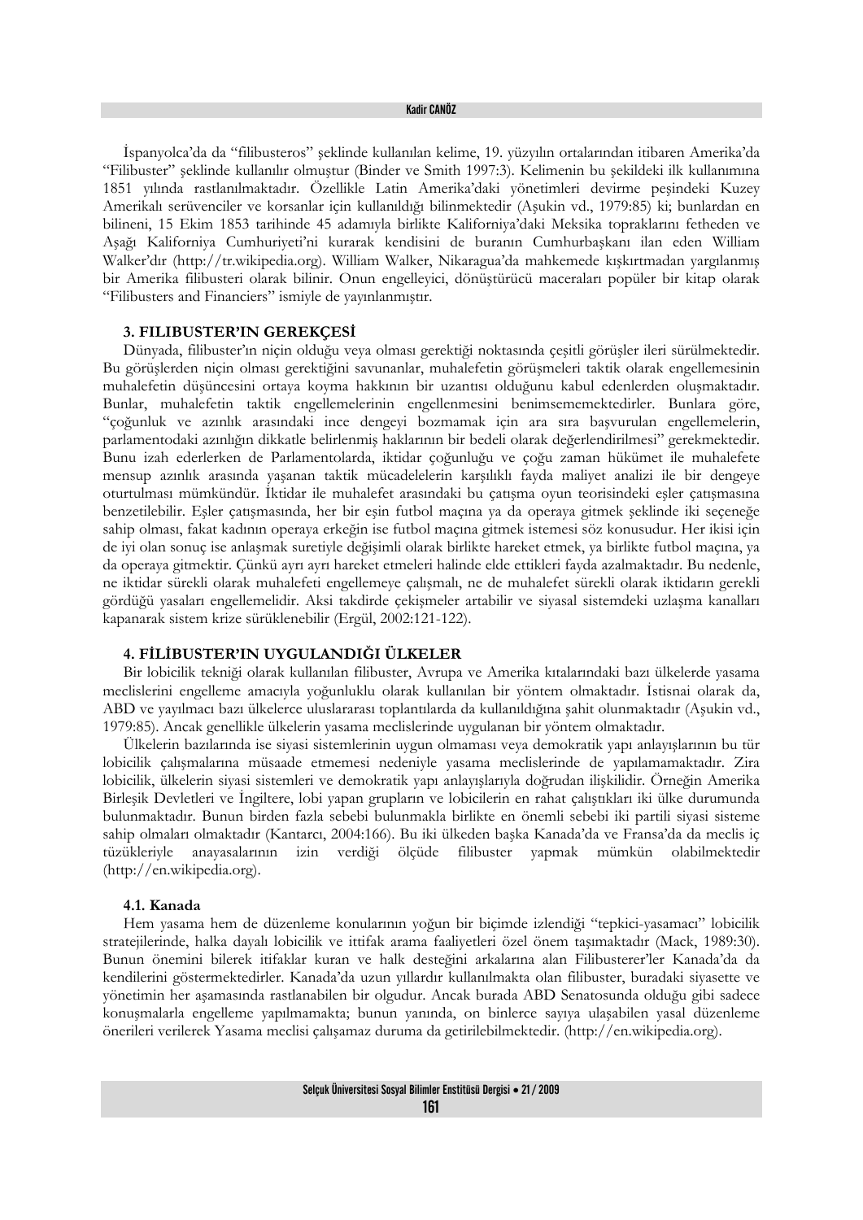İspanyolca'da da "filibusteros" şeklinde kullanılan kelime, 19. yüzyılın ortalarından itibaren Amerika'da "Filibuster" şeklinde kullanılır olmuştur (Binder ve Smith 1997:3). Kelimenin bu şekildeki ilk kullanımına 1851 yılında rastlanılmaktadır. Özellikle Latin Amerika'daki yönetimleri devirme peşindeki Kuzey Amerikalı serüvenciler ve korsanlar için kullanıldığı bilinmektedir (Aşukin vd., 1979:85) ki; bunlardan en bilineni, 15 Ekim 1853 tarihinde 45 adamıyla birlikte Kaliforniya'daki Meksika topraklarını fetheden ve Aşağı Kaliforniya Cumhuriyeti'ni kurarak kendisini de buranın Cumhurbaşkanı ilan eden William Walker'dır (http://tr.wikipedia.org). William Walker, Nikaragua'da mahkemede kışkırtmadan yargılanmış bir Amerika filibusteri olarak bilinir. Onun engelleyici, dönüştürücü maceraları popüler bir kitap olarak "Filibusters and Financiers" ismiyle de yayınlanmıştır.

### 3. FILIBUSTER'IN GEREKÇESİ

Dünyada, filibuster'ın niçin olduğu veya olması gerektiği noktasında çeşitli görüşler ileri sürülmektedir. Bu görüşlerden niçin olması gerektiğini savunanlar, muhalefetin görüşmeleri taktik olarak engellemesinin muhalefetin düşüncesini ortaya koyma hakkının bir uzantısı olduğunu kabul edenlerden oluşmaktadır. Bunlar, muhalefetin taktik engellemelerinin engellenmesini benimsememektedirler. Bunlara göre, "çoğunluk ve azınlık arasındaki ince dengeyi bozmamak için ara sıra başvurulan engellemelerin, parlamentodaki azınlığın dikkatle belirlenmiş haklarının bir bedeli olarak değerlendirilmesi" gerekmektedir. Bunu izah ederlerken de Parlamentolarda, iktidar çoğunluğu ve çoğu zaman hükümet ile muhalefete mensup azınlık arasında yaşanan taktik mücadelelerin karşılıklı fayda maliyet analizi ile bir dengeye oturtulması mümkündür. İktidar ile muhalefet arasındaki bu çatışma oyun teorisindeki eşler çatışmasına benzetilebilir. Eşler çatışmasında, her bir eşin futbol maçına ya da operaya gitmek şeklinde iki seçeneğe sahip olması, fakat kadının operaya erkeğin ise futbol maçına gitmek istemesi söz konusudur. Her ikisi için de iyi olan sonuç ise anlaşmak suretiyle değişimli olarak birlikte hareket etmek, ya birlikte futbol maçına, ya da operaya gitmektir. Çünkü ayrı ayrı hareket etmeleri halinde elde ettikleri fayda azalmaktadır. Bu nedenle, ne iktidar sürekli olarak muhalefeti engellemeye çalışmalı, ne de muhalefet sürekli olarak iktidarın gerekli gördüğü yasaları engellemelidir. Aksi takdirde çekişmeler artabilir ve siyasal sistemdeki uzlaşma kanalları kapanarak sistem krize sürüklenebilir (Ergül, 2002:121-122).

### 4. FİLİBUSTER'IN UYGULANDIĞI ÜLKELER

Bir lobicilik tekniği olarak kullanılan filibuster, Avrupa ve Amerika kıtalarındaki bazı ülkelerde yasama meclislerini engelleme amacıyla yoğunluklu olarak kullanılan bir yöntem olmaktadır. İstisnai olarak da, ABD ve yayılmacı bazı ülkelerce uluslararası toplantılarda da kullanıldığına şahit olunmaktadır (Aşukin vd., 1979:85). Ancak genellikle ülkelerin yasama meclislerinde uygulanan bir yöntem olmaktadır.

Ülkelerin bazılarında ise siyasi sistemlerinin uygun olmaması veya demokratik yapı anlayışlarının bu tür lobicilik çalışmalarına müsaade etmemesi nedeniyle yasama meclislerinde de yapılamamaktadır. Zira lobicilik, ülkelerin siyasi sistemleri ve demokratik yapı anlayışlarıyla doğrudan ilişkilidir. Örneğin Amerika Birleşik Devletleri ve İngiltere, lobi yapan grupların ve lobicilerin en rahat çalıştıkları iki ülke durumunda bulunmaktadır. Bunun birden fazla sebebi bulunmakla birlikte en önemli sebebi iki partili siyasi sisteme sahip olmaları olmaktadır (Kantarcı, 2004:166). Bu iki ülkeden başka Kanada'da ve Fransa'da da meclis iç tüzükleriyle anayasalarının izin verdiği ölçüde filibuster yapmak mümkün olabilmektedir (http://en.wikipedia.org).

#### 4.1. Kanada

Hem yasama hem de düzenleme konularının yoğun bir biçimde izlendiği "tepkici-yasamacı" lobicilik stratejilerinde, halka dayalı lobicilik ve ittifak arama faaliyetleri özel önem taşımaktadır (Mack, 1989:30). Bunun önemini bilerek itifaklar kuran ve halk desteğini arkalarına alan Filibusterer'ler Kanada'da da kendilerini göstermektedirler. Kanada'da uzun yıllardır kullanılmakta olan filibuster, buradaki siyasette ve yönetimin her aşamasında rastlanabilen bir olgudur. Ancak burada ABD Senatosunda olduğu gibi sadece konuşmalarla engelleme yapılmamakta; bunun yanında, on binlerce sayıya ulaşabilen yasal düzenleme önerileri verilerek Yasama meclisi çalışamaz duruma da getirilebilmektedir. (http://en.wikipedia.org).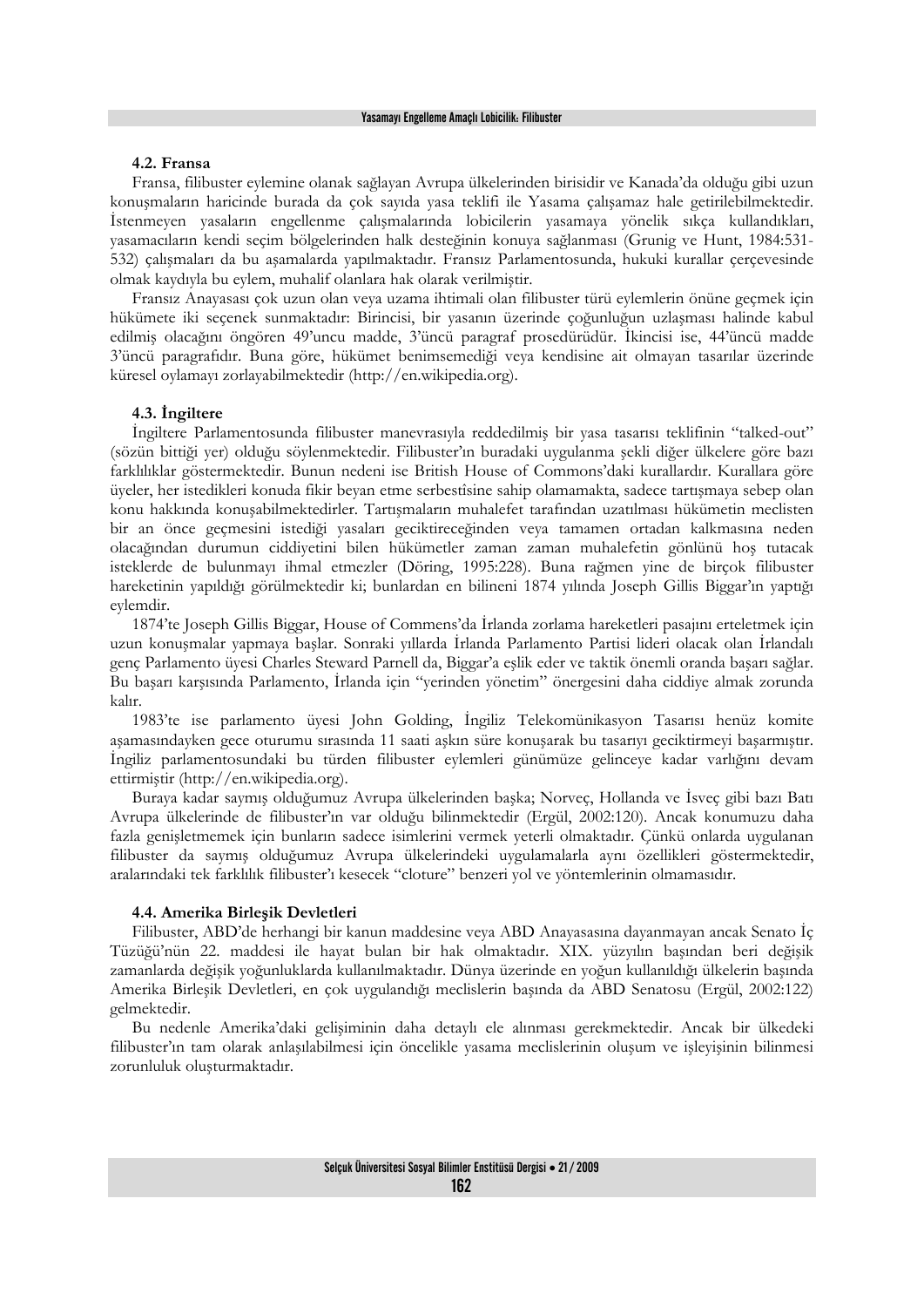### 4.2. Fransa

Fransa, filibuster eylemine olanak sağlayan Avrupa ülkelerinden birisidir ve Kanada'da olduğu gibi uzun konuşmaların haricinde burada da çok sayıda yasa teklifi ile Yasama çalışamaz hale getirilebilmektedir. İstenmeyen yasaların engellenme çalışmalarında lobicilerin yasamaya yönelik sıkça kullandıkları, yasamacıların kendi seçim bölgelerinden halk desteğinin konuya sağlanması (Grunig ve Hunt, 1984:531-532) çalışmaları da bu aşamalarda yapılmaktadır. Fransız Parlamentosunda, hukuki kurallar çerçevesinde olmak kaydıyla bu eylem, muhalif olanlara hak olarak verilmiştir.

Fransız Anayasası çok uzun olan veya uzama ihtimali olan filibuster türü eylemlerin önüne geçmek için hükümete iki seçenek sunmaktadır: Birincisi, bir yasanın üzerinde çoğunluğun uzlaşması halinde kabul edilmiş olacağını öngören 49'uncu madde, 3'üncü paragraf prosedürüdür. İkincisi ise, 44'üncü madde 3'üncü paragrafıdır. Buna göre, hükümet benimsemediği veya kendisine ait olmayan tasarılar üzerinde küresel oylamayı zorlayabilmektedir (http://en.wikipedia.org).

### 4.3. İngiltere

İngiltere Parlamentosunda filibuster manevrasıyla reddedilmiş bir yasa tasarısı teklifinin "talked-out" (sözün bittiği yer) olduğu söylenmektedir. Filibuster'ın buradaki uygulanma şekli diğer ülkelere göre bazı farklılıklar göstermektedir. Bunun nedeni ise British House of Commons'daki kurallardır. Kurallara göre üyeler, her istedikleri konuda fikir beyan etme serbestîsine sahip olamamakta, sadece tartışmaya sebep olan konu hakkında konuşabilmektedirler. Tartışmaların muhalefet tarafından uzatılması hükümetin meclisten bir an önce geçmesini istediği yasaları geciktireceğinden veya tamamen ortadan kalkmasına neden olacağından durumun ciddiyetini bilen hükümetler zaman zaman muhalefetin gönlünü hoş tutacak isteklerde de bulunmayı ihmal etmezler (Döring, 1995:228). Buna rağmen yine de birçok filibuster hareketinin yapıldığı görülmektedir ki; bunlardan en bilineni 1874 yılında Joseph Gillis Biggar'ın yaptığı eylemdir.

1874'te Joseph Gillis Biggar, House of Commens'da İrlanda zorlama hareketleri pasajını erteletmek için uzun konuşmalar yapmaya başlar. Sonraki yıllarda İrlanda Parlamento Partisi lideri olacak olan İrlandalı genç Parlamento üyesi Charles Steward Parnell da, Biggar'a eşlik eder ve taktik önemli oranda başarı sağlar. Bu başarı karşısında Parlamento, İrlanda için "yerinden yönetim" önergesini daha ciddiye almak zorunda kalır.

1983'te ise parlamento üyesi John Golding, İngiliz Telekomünikasyon Tasarısı henüz komite aşamasındayken gece oturumu sırasında 11 saati aşkın süre konuşarak bu tasarıyı geciktirmeyi başarmıştır. İngiliz parlamentosundaki bu türden filibuster eylemleri günümüze gelinceye kadar varlığını devam ettirmiştir (http://en.wikipedia.org).

Buraya kadar saymış olduğumuz Avrupa ülkelerinden başka; Norveç, Hollanda ve İsveç gibi bazı Batı Avrupa ülkelerinde de filibuster'ın var olduğu bilinmektedir (Ergül, 2002:120). Ancak konumuzu daha fazla genişletmemek için bunların sadece isimlerini vermek yeterli olmaktadır. Çünkü onlarda uygulanan filibuster da saymış olduğumuz Avrupa ülkelerindeki uygulamalarla aynı özellikleri göstermektedir, aralarındaki tek farklılık filibuster'ı kesecek "cloture" benzeri yol ve yöntemlerinin olmamasıdır.

### 4.4. Amerika Birleşik Devletleri

Filibuster, ABD'de herhangi bir kanun maddesine veya ABD Anayasasına dayanmayan ancak Senato İç Tüzüğü'nün 22. maddesi ile hayat bulan bir hak olmaktadır. XIX. yüzyılın başından beri değişik zamanlarda değişik yoğunluklarda kullanılmaktadır. Dünya üzerinde en yoğun kullanıldığı ülkelerin başında Amerika Birleşik Devletleri, en çok uygulandığı meclislerin başında da ABD Senatosu (Ergül, 2002:122) gelmektedir.

Bu nedenle Amerika'daki gelişiminin daha detaylı ele alınması gerekmektedir. Ancak bir ülkedeki filibuster'ın tam olarak anlaşılabilmesi için öncelikle yasama meclislerinin oluşum ve işleyişinin bilinmesi zorunluluk oluşturmaktadır.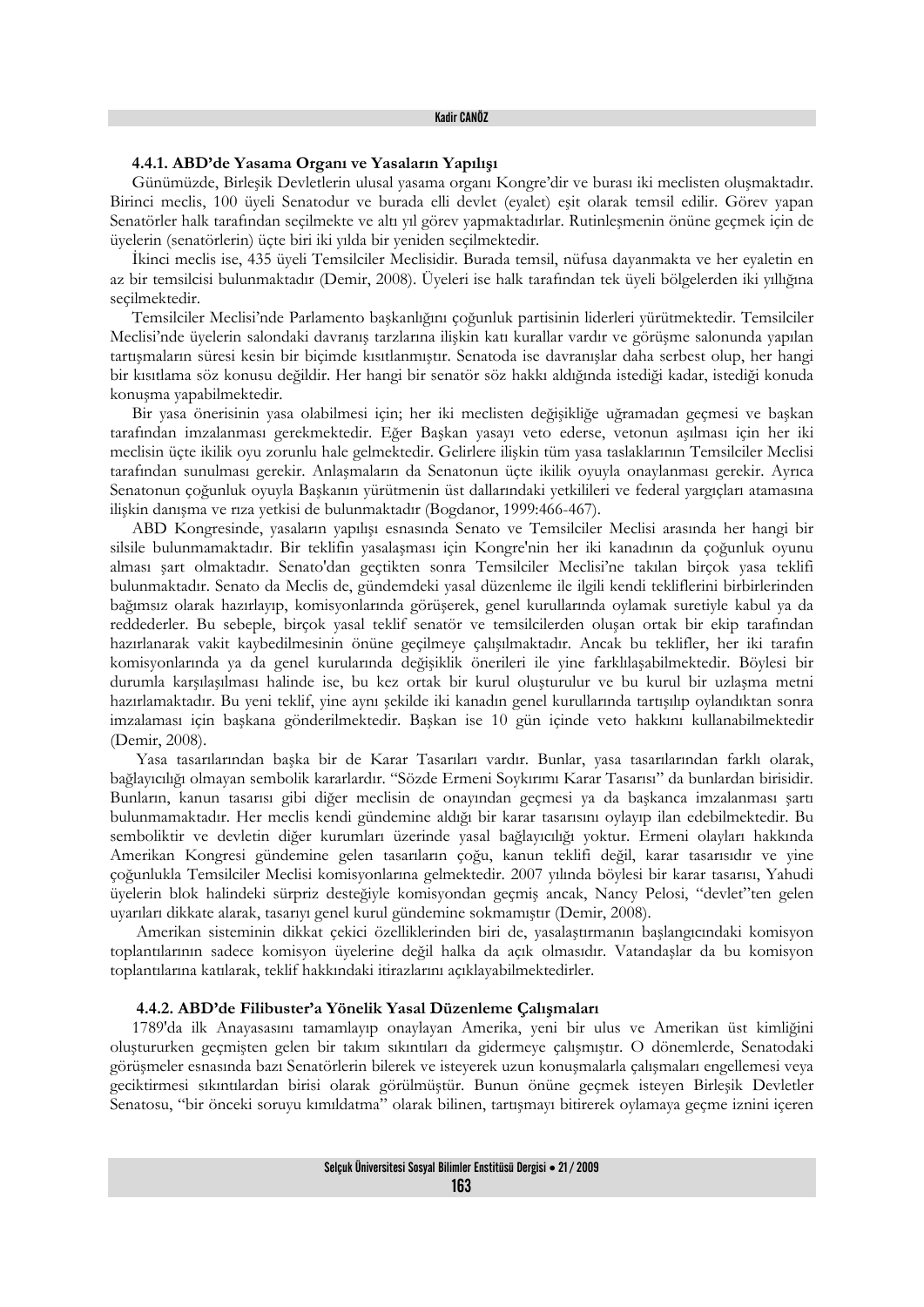#### 4.4.1. ABD'de Yasama Organı ve Yasaların Yapılışı

Günümüzde, Birleşik Devletlerin ulusal yasama organı Kongre'dir ve burası iki meclisten oluşmaktadır. Birinci meclis, 100 üyeli Senatodur ve burada elli devlet (eyalet) eşit olarak temsil edilir. Görev yapan Senatörler halk tarafından seçilmekte ve altı yıl görev yapmaktadırlar. Rutinleşmenin önüne geçmek için de üyelerin (senatörlerin) üçte biri iki yılda bir yeniden seçilmektedir.

İkinci meclis ise, 435 üyeli Temsilciler Meclisidir. Burada temsil, nüfusa dayanmakta ve her eyaletin en az bir temsilcisi bulunmaktadır (Demir, 2008). Üyeleri ise halk tarafından tek üyeli bölgelerden iki yıllığına seçilmektedir.

Temsilciler Meclisi'nde Parlamento başkanlığını çoğunluk partisinin liderleri yürütmektedir. Temsilciler Meclisi'nde üyelerin salondaki davranış tarzlarına ilişkin katı kurallar vardır ve görüşme salonunda yapılan tartışmaların süresi kesin bir biçimde kısıtlanmıştır. Senatoda ise davranışlar daha serbest olup, her hangi bir kısıtlama söz konusu değildir. Her hangi bir senatör söz hakkı aldığında istediği kadar, istediği konuda konuşma yapabilmektedir.

Bir yasa önerisinin yasa olabilmesi için; her iki meclisten değişikliğe uğramadan geçmesi ve başkan tarafından imzalanması gerekmektedir. Eğer Başkan yasayı veto ederse, vetonun aşılması için her iki meclisin üçte ikilik oyu zorunlu hale gelmektedir. Gelirlere ilişkin tüm yasa taslaklarının Temsilciler Meclisi tarafından sunulması gerekir. Anlaşmaların da Senatonun üçte ikilik oyuyla onaylanması gerekir. Ayrıca Senatonun çoğunluk oyuyla Başkanın yürütmenin üst dallarındaki yetkilileri ve federal yargıçları atamasına ilişkin danışma ve rıza yetkisi de bulunmaktadır (Bogdanor, 1999:466-467).

ABD Kongresinde, yasaların yapılışı esnasında Senato ve Temsilciler Meclisi arasında her hangi bir silsile bulunmamaktadır. Bir teklifin yasalaşması için Kongre'nin her iki kanadının da çoğunluk oyunu alması şart olmaktadır. Senato'dan geçtikten sonra Temsilciler Meclisi'ne takılan birçok yasa teklifi bulunmaktadır. Senato da Meclis de, gündemdeki yasal düzenleme ile ilgili kendi tekliflerini birbirlerinden bağımsız olarak hazırlayıp, komisyonlarında görüşerek, genel kurullarında oylamak suretiyle kabul ya da reddederler. Bu sebeple, birçok yasal teklif senatör ve temsilcilerden oluşan ortak bir ekip tarafından hazırlanarak vakit kaybedilmesinin önüne geçilmeye çalışılmaktadır. Ancak bu teklifler, her iki tarafın komisyonlarında ya da genel kurularında değişiklik önerileri ile yine farklılaşabilmektedir. Böylesi bir durumla karşılaşılması halinde ise, bu kez ortak bir kurul oluşturulur ve bu kurul bir uzlaşma metni hazırlamaktadır. Bu yeni teklif, yine aynı şekilde iki kanadın genel kurullarında tartışılıp oylandıktan sonra imzalaması için başkana gönderilmektedir. Başkan ise 10 gün içinde veto hakkını kullanabilmektedir (Demir, 2008).

Yasa tasarılarından başka bir de Karar Tasarıları vardır. Bunlar, yasa tasarılarından farklı olarak, bağlayıcılığı olmayan sembolik kararlardır. "Sözde Ermeni Soykırımı Karar Tasarısı" da bunlardan birisidir. Bunların, kanun tasarısı gibi diğer meclisin de onayından geçmesi ya da başkanca imzalanması şartı bulunmamaktadır. Her meclis kendi gündemine aldığı bir karar tasarısını oylayıp ilan edebilmektedir. Bu semboliktir ve devletin diğer kurumları üzerinde yasal bağlayıcılığı yoktur. Ermeni olayları hakkında Amerikan Kongresi gündemine gelen tasarıların çoğu, kanun teklifi değil, karar tasarısıdır ve yine çoğunlukla Temsilciler Meclisi komisyonlarına gelmektedir. 2007 yılında böylesi bir karar tasarısı, Yahudi üyelerin blok halindeki sürpriz desteğiyle komisyondan geçmiş ancak, Nancy Pelosi, "devlet"ten gelen uyarıları dikkate alarak, tasarıyı genel kurul gündemine sokmamıştır (Demir, 2008).

Amerikan sisteminin dikkat çekici özelliklerinden biri de, yasalaştırmanın başlangıcındaki komisyon toplantılarının sadece komisyon üyelerine değil halka da açık olmasıdır. Vatandaşlar da bu komisyon toplantılarına katılarak, teklif hakkındaki itirazlarını açıklayabilmektedirler.

#### 4.4.2. ABD'de Filibuster'a Yönelik Yasal Düzenleme Çalışmaları

1789'da ilk Anayasasını tamamlayıp onaylayan Amerika, yeni bir ulus ve Amerikan üst kimliğini oluştururken geçmişten gelen bir takım sıkıntıları da gidermeye çalışmıştır. O dönemlerde, Senatodaki görüşmeler esnasında bazı Senatörlerin bilerek ve isteyerek uzun konuşmalarla çalışmaları engellemesi veya geciktirmesi sıkıntılardan birisi olarak görülmüştür. Bunun önüne geçmek isteyen Birleşik Devletler Senatosu, "bir önceki soruyu kımıldatma" olarak bilinen, tartışmayı bitirerek oylamaya geçme iznini içeren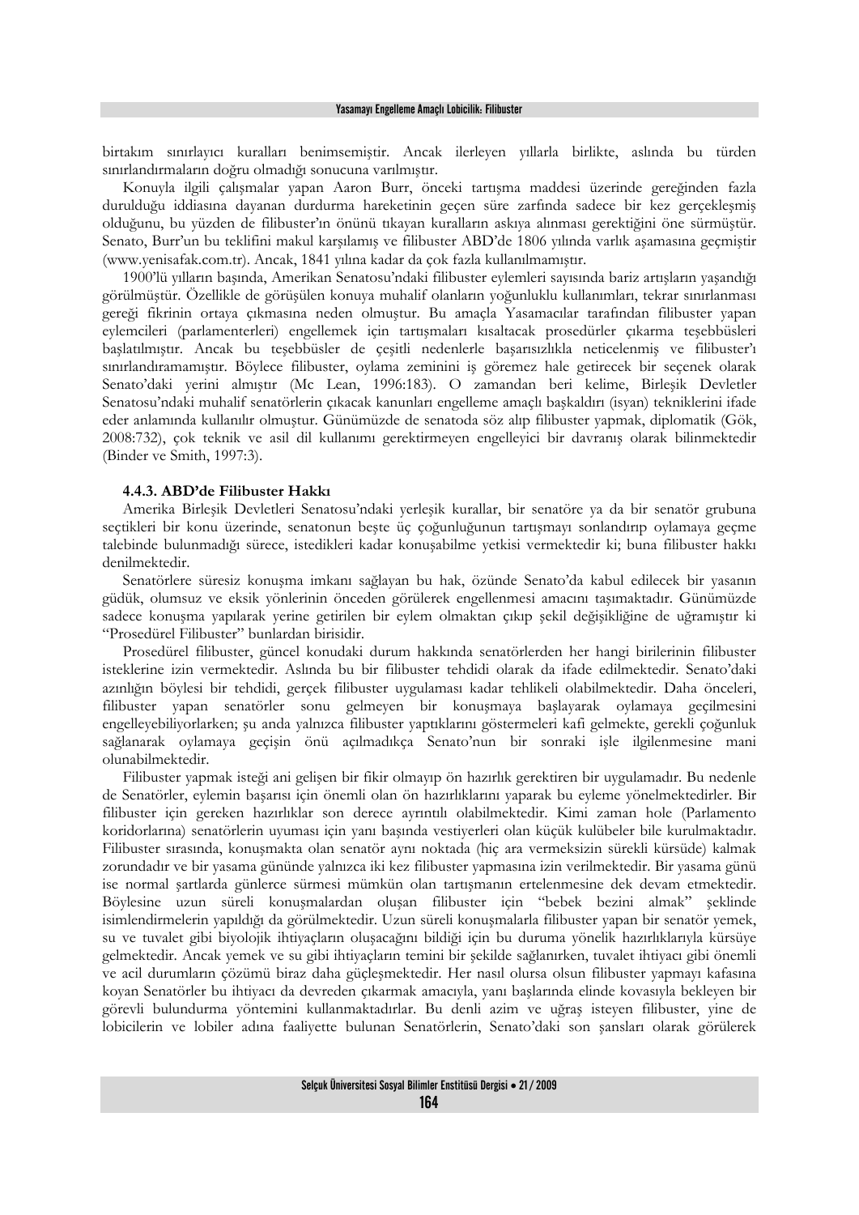birtakım sınırlayıcı kuralları benimsemiştir. Ancak ilerleyen yıllarla birlikte, aslında bu türden sınırlandırmaların doğru olmadığı sonucuna varılmıştır.

Konuyla ilgili çalışmalar yapan Aaron Burr, önceki tartışma maddesi üzerinde gereğinden fazla durulduğu iddiasına dayanan durdurma hareketinin geçen süre zarfında sadece bir kez gerçekleşmiş olduğunu, bu yüzden de filibuster'ın önünü tıkayan kuralların askıya alınması gerektiğini öne sürmüştür. Senato, Burr'un bu teklifini makul karşılamış ve filibuster ABD'de 1806 yılında varlık aşamasına geçmiştir (www.yenisafak.com.tr). Ancak, 1841 yılına kadar da çok fazla kullanılmamıştır.

1900'lü yılların başında, Amerikan Senatosu'ndaki filibuster eylemleri sayısında bariz artışların yaşandığı görülmüştür. Özellikle de görüşülen konuya muhalif olanların yoğunluklu kullanımları, tekrar sınırlanması gereği fikrinin ortaya çıkmasına neden olmuştur. Bu amaçla Yasamacılar tarafından filibuster yapan eylemcileri (parlamenterleri) engellemek için tartışmaları kısaltacak prosedürler çıkarma teşebbüsleri başlatılmıştır. Ancak bu teşebbüsler de çeşitli nedenlerle başarısızlıkla neticelenmiş ve filibuster'ı sınırlandıramamıştır. Böylece filibuster, oylama zeminini iş göremez hale getirecek bir seçenek olarak Senato'daki yerini almıştır (Mc Lean, 1996:183). O zamandan beri kelime, Birleşik Devletler Senatosu'ndaki muhalif senatörlerin çıkacak kanunları engelleme amaçlı başkaldırı (isyan) tekniklerini ifade eder anlamında kullanılır olmuştur. Günümüzde de senatoda söz alıp filibuster yapmak, diplomatik (Gök, 2008:732), çok teknik ve asil dil kullanımı gerektirmeyen engelleyici bir davranış olarak bilinmektedir (Binder ve Smith, 1997:3).

#### 4.4.3. ABD'de Filibuster Hakkı

Amerika Birleşik Devletleri Senatosu'ndaki yerleşik kurallar, bir senatöre ya da bir senatör grubuna seçtikleri bir konu üzerinde, senatonun beşte üç çoğunluğunun tartışmayı sonlandırıp oylamaya geçme talebinde bulunmadığı sürece, istedikleri kadar konuşabilme yetkisi vermektedir ki; buna filibuster hakkı denilmektedir.

Senatörlere süresiz konuşma imkanı sağlayan bu hak, özünde Senato'da kabul edilecek bir yasanın güdük, olumsuz ve eksik yönlerinin önceden görülerek engellenmesi amacını taşımaktadır. Günümüzde sadece konuşma yapılarak yerine getirilen bir eylem olmaktan çıkıp şekil değişikliğine de uğramıştır ki "Prosedürel Filibuster" bunlardan birisidir.

Prosedürel filibuster, güncel konudaki durum hakkında senatörlerden her hangi birilerinin filibuster isteklerine izin vermektedir. Aslında bu bir filibuster tehdidi olarak da ifade edilmektedir. Senato'daki azınlığın böylesi bir tehdidi, gerçek filibuster uygulaması kadar tehlikeli olabilmektedir. Daha önceleri, filibuster yapan senatörler sonu gelmeyen bir konuşmaya başlayarak oylamaya geçilmesini engelleyebiliyorlarken; şu anda yalnızca filibuster yaptıklarını göstermeleri kafi gelmekte, gerekli çoğunluk sağlanarak oylamaya geçişin önü açılmadıkça Senato'nun bir sonraki işle ilgilenmesine mani olunabilmektedir.

Filibuster yapmak isteği ani gelişen bir fikir olmayıp ön hazırlık gerektiren bir uygulamadır. Bu nedenle de Senatörler, eylemin başarısı için önemli olan ön hazırlıklarını yaparak bu eyleme yönelmektedirler. Bir filibuster için gereken hazırlıklar son derece ayrıntılı olabilmektedir. Kimi zaman hole (Parlamento koridorlarına) senatörlerin uyuması için yanı başında vestiyerleri olan küçük kulübeler bile kurulmaktadır. Filibuster sırasında, konuşmakta olan senatör aynı noktada (hiç ara vermeksizin sürekli kürsüde) kalmak zorundadır ve bir yasama gününde yalnızca iki kez filibuster yapmasına izin verilmektedir. Bir yasama günü ise normal şartlarda günlerce sürmesi mümkün olan tartışmanın ertelenmesine dek devam etmektedir. Böylesine uzun süreli konuşmalardan oluşan filibuster için "bebek bezini almak" şeklinde isimlendirmelerin yapıldığı da görülmektedir. Uzun süreli konuşmalarla filibuster yapan bir senatör yemek, su ve tuvalet gibi biyolojik ihtiyaçların oluşacağını bildiği için bu duruma yönelik hazırlıklarıyla kürsüye gelmektedir. Ancak yemek ve su gibi ihtiyaçların temini bir şekilde sağlanırken, tuvalet ihtiyacı gibi önemli ve acil durumların çözümü biraz daha güçleşmektedir. Her nasıl olursa olsun filibuster yapmayı kafasına koyan Senatörler bu ihtiyacı da devreden çıkarmak amacıyla, yanı başlarında elinde kovasıyla bekleyen bir görevli bulundurma yöntemini kullanmaktadırlar. Bu denli azim ve uğraş isteyen filibuster, yine de lobicilerin ve lobiler adına faaliyette bulunan Senatörlerin, Senato'daki son şansları olarak görülerek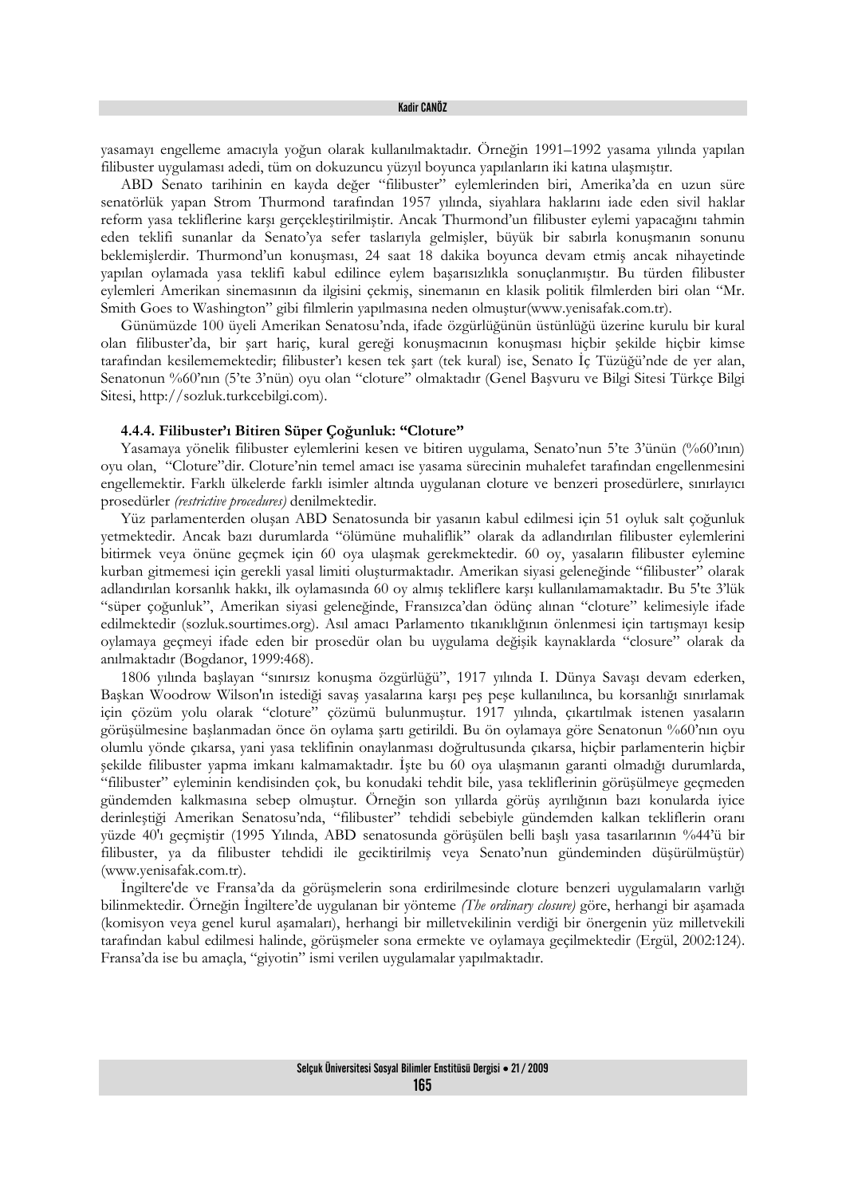yasamayı engelleme amacıyla yoğun olarak kullanılmaktadır. Örneğin 1991–1992 yasama yılında yapılan filibuster uygulaması adedi, tüm on dokuzuncu yüzyıl boyunca yapılanların iki katına ulaşmıştır.

ABD Senato tarihinin en kayda değer "filibuster" eylemlerinden biri, Amerika'da en uzun süre senatörlük yapan Strom Thurmond tarafından 1957 yılında, siyahlara haklarını iade eden sivil haklar reform yasa tekliflerine karşı gerçekleştirilmiştir. Ancak Thurmond'un filibuster eylemi yapacağını tahmin eden teklifi sunanlar da Senato'ya sefer taslarıyla gelmişler, büyük bir sabırla konuşmanın sonunu beklemişlerdir. Thurmond'un konuşması, 24 saat 18 dakika boyunca devam etmiş ancak nihayetinde yapılan oylamada yasa teklifi kabul edilince eylem başarısızlıkla sonuçlanmıştır. Bu türden filibuster eylemleri Amerikan sinemasının da ilgisini çekmiş, sinemanın en klasik politik filmlerden biri olan "Mr. Smith Goes to Washington" gibi filmlerin yapılmasına neden olmuştur(www.yenisafak.com.tr).

Günümüzde 100 üyeli Amerikan Senatosu'nda, ifade özgürlüğünün üstünlüğü üzerine kurulu bir kural olan filibuster'da, bir şart hariç, kural gereği konuşmacının konuşması hiçbir şekilde hiçbir kimse tarafından kesilememektedir; filibuster'ı kesen tek şart (tek kural) ise, Senato İç Tüzüğü'nde de yer alan, Senatonun %60'nın (5'te 3'nün) oyu olan "cloture" olmaktadır (Genel Başvuru ve Bilgi Sitesi Türkçe Bilgi Sitesi, http://sozluk.turkcebilgi.com).

#### 4.4.4. Filibuster'ı Bitiren Süper Çoğunluk: "Cloture"

Yasamaya yönelik filibuster eylemlerini kesen ve bitiren uygulama, Senato'nun 5'te 3'ünün (%60'ının) oyu olan, "Cloture"dir. Cloture'nin temel amacı ise yasama sürecinin muhalefet tarafından engellenmesini engellemektir. Farklı ülkelerde farklı isimler altında uygulanan cloture ve benzeri prosedürlere, sınırlayıcı prosedürler *(restrictive procedures)* denilmektedir.

Yüz parlamenterden oluşan ABD Senatosunda bir yasanın kabul edilmesi için 51 oyluk salt çoğunluk yetmektedir. Ancak bazı durumlarda "ölümüne muhaliflik" olarak da adlandırılan filibuster eylemlerini bitirmek veya önüne geçmek için 60 oya ulaşmak gerekmektedir. 60 oy, yasaların filibuster eylemine kurban gitmemesi için gerekli yasal limiti oluşturmaktadır. Amerikan siyasi geleneğinde "filibuster" olarak adlandırılan korsanlık hakkı, ilk oylamasında 60 oy almış tekliflere karşı kullanılamamaktadır. Bu 5'te 3'lük "süper çoğunluk", Amerikan siyasi geleneğinde, Fransızca'dan ödünç alınan "cloture" kelimesiyle ifade edilmektedir (sozluk.sourtimes.org). Asıl amacı Parlamento tıkanıklığının önlenmesi için tartışmayı kesip oylamaya geçmeyi ifade eden bir prosedür olan bu uygulama değişik kaynaklarda "closure" olarak da anılmaktadır (Bogdanor, 1999:468).

1806 yılında başlayan "sınırsız konuşma özgürlüğü", 1917 yılında I. Dünya Savaşı devam ederken, Başkan Woodrow Wilson'ın istediği savaş yasalarına karşı peş peşe kullanılınca, bu korsanlığı sınırlamak için çözüm yolu olarak "cloture" çözümü bulunmuştur. 1917 yılında, çıkartılmak istenen yasaların görüşülmesine başlanmadan önce ön oylama şartı getirildi. Bu ön oylamaya göre Senatonun %60'nın oyu olumlu yönde çıkarsa, yani yasa teklifinin onaylanması doğrultusunda çıkarsa, hiçbir parlamenterin hiçbir şekilde filibuster yapma imkanı kalmamaktadır. İşte bu 60 oya ulaşmanın garanti olmadığı durumlarda, "filibuster" eyleminin kendisinden çok, bu konudaki tehdit bile, yasa tekliflerinin görüşülmeye geçmeden gündemden kalkmasına sebep olmuştur. Örneğin son yıllarda görüş ayrılığının bazı konularda iyice derinleştiği Amerikan Senatosu'nda, "filibuster" tehdidi sebebiyle gündemden kalkan tekliflerin oranı yüzde 40'ı geçmiştir (1995 Yılında, ABD senatosunda görüşülen belli başlı yasa tasarılarının %44'ü bir filibuster, ya da filibuster tehdidi ile geciktirilmiş veya Senato'nun gündeminden düşürülmüştür) (www.yenisafak.com.tr).

İngiltere'de ve Fransa'da da görüşmelerin sona erdirilmesinde cloture benzeri uygulamaların varlığı bilinmektedir. Örneğin İngiltere'de uygulanan bir yönteme *(The ordinary closure)* göre, herhangi bir aşamada (komisyon veya genel kurul aşamaları), herhangi bir milletvekilinin verdiği bir önergenin yüz milletvekili tarafından kabul edilmesi halinde, görüşmeler sona ermekte ve oylamaya geçilmektedir (Ergül, 2002:124). Fransa'da ise bu amaçla, "giyotin" ismi verilen uygulamalar yapılmaktadır.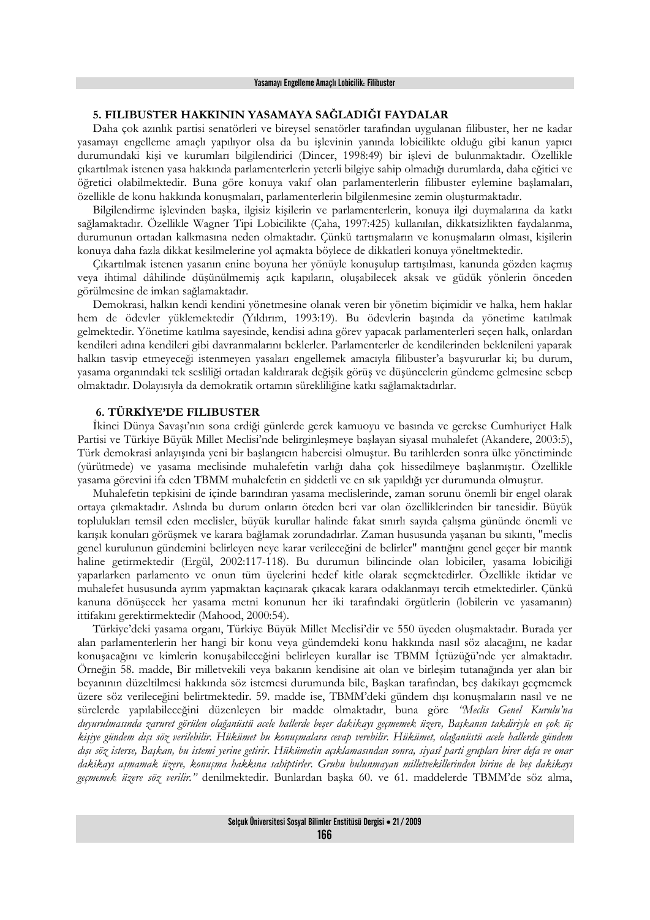## 5. FILIBUSTER HAKKININ YASAMAYA SAĞLADIĞI FAYDALAR

Daha çok azınlık partisi senatörleri ve bireysel senatörler tarafından uygulanan filibuster, her ne kadar yasamayı engelleme amaçlı yapılıyor olsa da bu işlevinin yanında lobicilikte olduğu gibi kanun yapıcı durumundaki kişi ve kurumları bilgilendirici (Dincer, 1998:49) bir işlevi de bulunmaktadır. Özellikle çıkartılmak istenen yasa hakkında parlamenterlerin yeterli bilgiye sahip olmadığı durumlarda, daha eğitici ve öğretici olabilmektedir. Buna göre konuya vakıf olan parlamenterlerin filibuster eylemine başlamaları, özellikle de konu hakkında konuşmaları, parlamenterlerin bilgilenmesine zemin oluşturmaktadır.

Bilgilendirme işlevinden başka, ilgisiz kişilerin ve parlamenterlerin, konuya ilgi duymalarına da katkı sağlamaktadır. Özellikle Wagner Tipi Lobicilikte (Çaha, 1997:425) kullanılan, dikkatsizlikten faydalanma, durumunun ortadan kalkmasına neden olmaktadır. Çünkü tartışmaların ve konuşmaların olması, kişilerin konuya daha fazla dikkat kesilmelerine yol açmakta böylece de dikkatleri konuya yöneltmektedir.

Çıkartılmak istenen yasanın enine boyuna her yönüyle konuşulup tartışılması, kanunda gözden kaçmış veya ihtimal dâhilinde düşünülmemiş açık kapıların, oluşabilecek aksak ve güdük yönlerin önceden görülmesine de imkan sağlamaktadır.

Demokrasi, halkın kendi kendini yönetmesine olanak veren bir yönetim biçimidir ve halka, hem haklar hem de ödevler yüklemektedir (Yıldırım, 1993:19). Bu ödevlerin başında da yönetime katılmak gelmektedir. Yönetime katılma sayesinde, kendisi adına görev yapacak parlamenterleri seçen halk, onlardan kendileri adına kendileri gibi davranmalarını beklerler. Parlamenterler de kendilerinden bekleneni yaparak halkın tasvip etmeyeceği istenmeyen yasaları engellemek amacıyla filibuster'a başvururlar ki; bu durum, yasama organındaki tek sesliliği ortadan kaldırarak değişik görüş ve düşüncelerin gündeme gelmesine sebep olmaktadır. Dolayısıyla da demokratik ortamın sürekliliğine katkı sağlamaktadırlar.

## 6. TÜRKİYE'DE FILIBUSTER

İkinci Dünya Savaşı'nın sona erdiği günlerde gerek kamuoyu ve basında ve gerekse Cumhuriyet Halk Partisi ve Türkiye Büyük Millet Meclisi'nde belirginleşmeye başlayan siyasal muhalefet (Akandere, 2003:5), Türk demokrasi anlayışında yeni bir başlangıcın habercisi olmuştur. Bu tarihlerden sonra ülke yönetiminde (yürütmede) ve yasama meclisinde muhalefetin varlığı daha çok hissedilmeye başlanmıştır. Özellikle yasama görevini ifa eden TBMM muhalefetin en şiddetli ve en sık yapıldığı yer durumunda olmuştur.

Muhalefetin tepkisini de içinde barındıran yasama meclislerinde, zaman sorunu önemli bir engel olarak ortaya çıkmaktadır. Aslında bu durum onların öteden beri var olan özelliklerinden bir tanesidir. Büyük toplulukları temsil eden meclisler, büyük kurullar halinde fakat sınırlı sayıda çalışma gününde önemli ve karışık konuları görüşmek ve karara bağlamak zorundadırlar. Zaman hususunda yaşanan bu sıkıntı, "meclis genel kurulunun gündemini belirleyen neye karar verileceğini de belirler" mantığını genel geçer bir mantık haline getirmektedir (Ergül, 2002:117-118). Bu durumun bilincinde olan lobiciler, yasama lobiciliği yaparlarken parlamento ve onun tüm üyelerini hedef kitle olarak seçmektedirler. Özellikle iktidar ve muhalefet hususunda ayrım yapmaktan kaçınarak çıkacak karara odaklanmayı tercih etmektedirler. Çünkü kanuna dönüşecek her yasama metni konunun her iki tarafındaki örgütlerin (lobilerin ve yasamanın) ittifakını gerektirmektedir (Mahood, 2000:54).

Türkiye'deki yasama organı, Türkiye Büyük Millet Meclisi'dir ve 550 üyeden oluşmaktadır. Burada yer alan parlamenterlerin her hangi bir konu veya gündemdeki konu hakkında nasıl söz alacağını, ne kadar konuşacağını ve kimlerin konuşabileceğini belirleyen kurallar ise TBMM İçtüzüğü'nde yer almaktadır. Örneğin 58. madde, Bir milletvekili veya bakanın kendisine ait olan ve birleşim tutanağında yer alan bir beyanının düzeltilmesi hakkında söz istemesi durumunda bile, Başkan tarafından, beş dakikayı geçmemek üzere söz verileceğini belirtmektedir. 59. madde ise, TBMM'deki gündem dışı konuşmaların nasıl ve ne sürelerde yapılabileceğini düzenleyen bir madde olmaktadır, buna göre *"Meclis Genel Kurulu'na duyurulmasında zaruret görülen olağanüstü acele hallerde beşer dakikayı geçmemek üzere, Başkanın takdiriyle en çok üç kişiye gündem dışı söz verilebilir. Hükümet bu konuşmalara cevap verebilir. Hükümet, olağanüstü acele hallerde gündem dışı söz isterse, Başkan, bu istemi yerine getirir. Hükümetin açıklamasından sonra, siyasî parti grupları birer defa ve onar dakikayı aşmamak üzere, konuşma hakkına sahiptirler. Grubu bulunmayan milletvekillerinden birine de beş dakikayı geçmemek üzere söz verilir."* denilmektedir. Bunlardan başka 60. ve 61. maddelerde TBMM'de söz alma,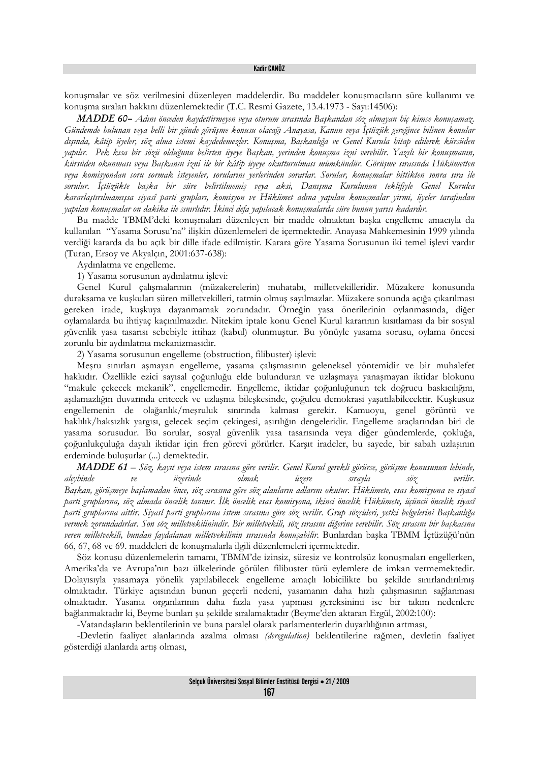konuşmalar ve söz verilmesini düzenleyen maddelerdir. Bu maddeler konuşmacıların süre kullanımı ve konuşma sıraları hakkını düzenlemektedir (T.C. Resmi Gazete, 13.4.1973 - Sayı:14506):

***MADDE 60–*** *Adını önceden kaydettirmeyen veya oturum sırasında Başkandan söz almayan hiç kimse konuşamaz. Gündemde bulunan veya belli bir günde görüşme konusu olacağı Anayasa, Kanun veya İçtüzük gereğince bilinen konular dışında, kâtip üyeler, söz alma istemi kaydedemezler. Konuşma, Başkanlığa ve Genel Kurula hitap edilerek kürsüden yapılır. Pek kısa bir sözü olduğunu belirten üyeye Başkan, yerinden konuşma izni verebilir. Yazılı bir konuşmanın, kürsüden okunması veya Başkanın izni ile bir kâtip üyeye okutturulması mümkündür. Görüşme sırasında Hükümetten veya komisyondan soru sormak isteyenler, sorularını yerlerinden sorarlar. Sorular, konuşmalar bittikten sonra sıra ile sorulur. İçtüzükte başka bir süre belirtilmemiş veya aksi, Danışma Kurulunun teklifiyle Genel Kurulca kararlaştırılmamışsa siyasî parti grupları, komisyon ve Hükümet adına yapılan konuşmalar yirmi, üyeler tarafından yapılan konuşmalar on dakika ile sınırlıdır. İkinci defa yapılacak konuşmalarda süre bunun yarısı kadardır.*

Bu madde TBMM'deki konuşmaları düzenleyen bir madde olmaktan başka engelleme amacıyla da kullanılan "Yasama Sorusu'na" ilişkin düzenlemeleri de içermektedir. Anayasa Mahkemesinin 1999 yılında verdiği kararda da bu açık bir dille ifade edilmiştir. Karara göre Yasama Sorusunun iki temel işlevi vardır (Turan, Ersoy ve Akyalçın, 2001:637-638):

Aydınlatma ve engelleme.

1) Yasama sorusunun aydınlatma işlevi:

Genel Kurul çalışmalarının (müzakerelerin) muhatabı, milletvekilleridir. Müzakere konusunda duraksama ve kuşkuları süren milletvekilleri, tatmin olmuş sayılmazlar. Müzakere sonunda açığa çıkarılması gereken irade, kuşkuya dayanmamak zorundadır. Örneğin yasa önerilerinin oylanmasında, diğer oylamalarda bu ihtiyaç kaçınılmazdır. Nitekim iptale konu Genel Kurul kararının kısıtlaması da bir sosyal güvenlik yasa tasarısı sebebiyle ittihaz (kabul) olunmuştur. Bu yönüyle yasama sorusu, oylama öncesi zorunlu bir aydınlatma mekanizmasıdır.

2) Yasama sorusunun engelleme (obstruction, filibuster) işlevi:

Meşru sınırları aşmayan engelleme, yasama çalışmasının geleneksel yöntemidir ve bir muhalefet hakkıdır. Özellikle ezici sayısal çoğunluğu elde bulunduran ve uzlaşmaya yanaşmayan iktidar blokunu "makule çekecek mekanik", engellemedir. Engelleme, iktidar çoğunluğunun tek doğrucu baskıcılığını, aşılamazlığın duvarında eritecek ve uzlaşma bileşkesinde, çoğulcu demokrasi yaşatılabilecektir. Kuşkusuz engellemenin de olağanlık/meşruluk sınırında kalması gerekir. Kamuoyu, genel görüntü ve haklılık/haksızlık yargısı, gelecek seçim çekingesi, aşırılığın dengeleridir. Engelleme araçlarından biri de yasama sorusudur. Bu sorular, sosyal güvenlik yasa tasarısında veya diğer gündemlerde, çokluğa, çoğunlukçuluğa dayalı iktidar için fren görevi görürler. Karşıt iradeler, bu sayede, bir sabah uzlaşının erdeminde buluşurlar (...) demektedir.

***MADDE 61*** – *Söz, kayıt veya istem sırasına göre verilir. Genel Kurul gerekli görürse, görüşme konusunun lehinde, aleyhinde ve üzerinde olmak üzere sırayla söz verilir. Başkan, görüşmeye başlamadan önce, söz sırasına göre söz alanların adlarını okutur. Hükümete, esas komisyona ve siyasî parti gruplarına, söz almada öncelik tanınır. İlk öncelik esas komisyona, ikinci öncelik Hükümete, üçüncü öncelik siyasî parti gruplarına aittir. Siyasî parti gruplarına istem sırasına göre söz verilir. Grup sözcüleri, yetki belgelerini Başkanlığa vermek zorundadırlar. Son söz milletvekilinindir. Bir milletvekili, söz sırasını diğerine verebilir. Söz sırasını bir başkasına veren milletvekili, bundan faydalanan milletvekilinin sırasında konuşabilir.* Bunlardan başka TBMM İçtüzüğü'nün 66, 67, 68 ve 69. maddeleri de konuşmalarla ilgili düzenlemeleri içermektedir.

Söz konusu düzenlemelerin tamamı, TBMM'de izinsiz, süresiz ve kontrolsüz konuşmaları engellerken, Amerika'da ve Avrupa'nın bazı ülkelerinde görülen filibuster türü eylemlere de imkan vermemektedir. Dolayısıyla yasamaya yönelik yapılabilecek engelleme amaçlı lobicilikte bu şekilde sınırlandırılmış olmaktadır. Türkiye açısından bunun geçerli nedeni, yasamanın daha hızlı çalışmasının sağlanması olmaktadır. Yasama organlarının daha fazla yasa yapması gereksinimi ise bir takım nedenlere bağlanmaktadır ki, Beyme bunları şu şekilde sıralamaktadır (Beyme'den aktaran Ergül, 2002:100):

-Vatandaşların beklentilerinin ve buna paralel olarak parlamenterlerin duyarlılığının artması,

-Devletin faaliyet alanlarında azalma olması *(deregulation)* beklentilerine rağmen, devletin faaliyet gösterdiği alanlarda artış olması,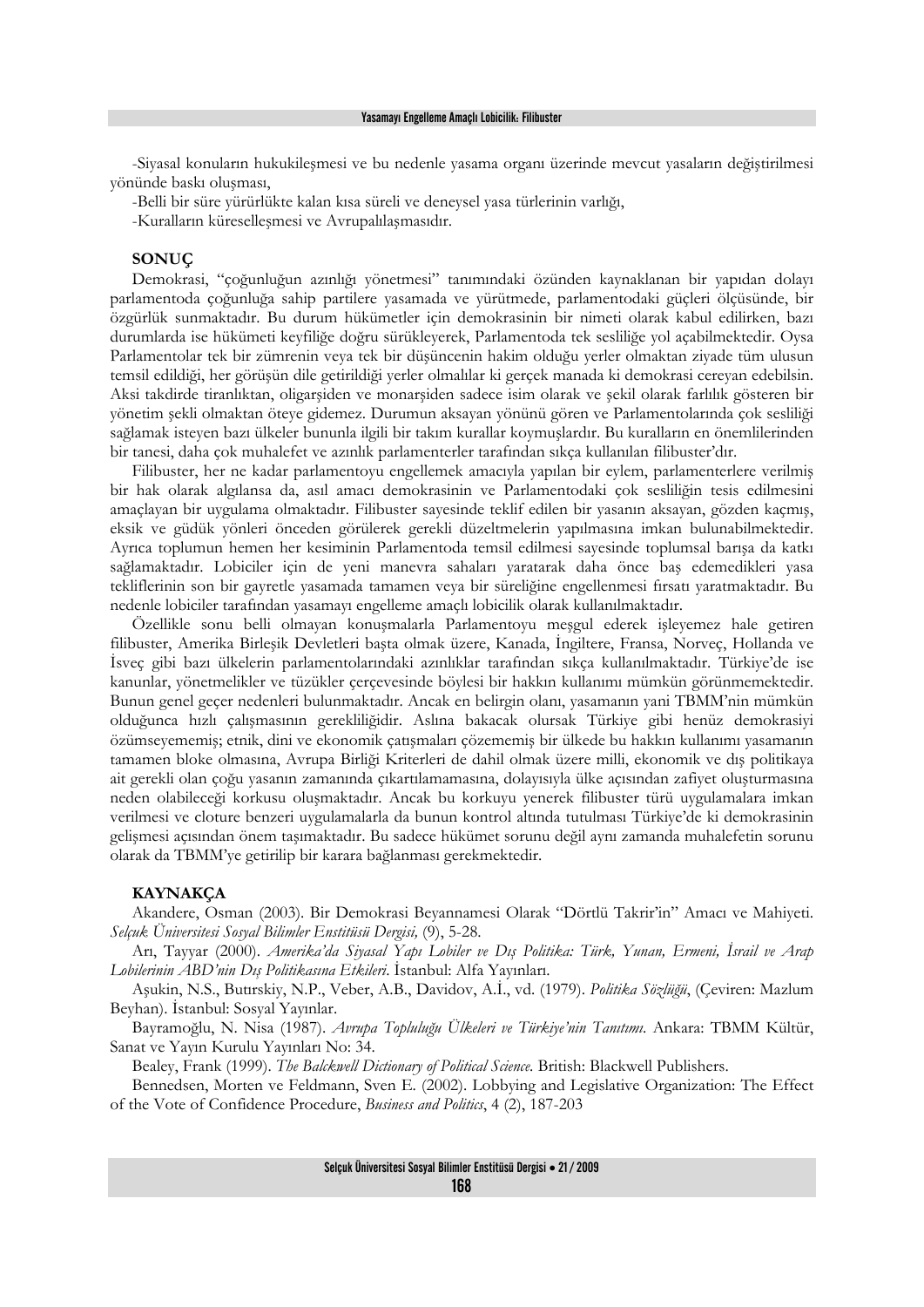-Siyasal konuların hukukileşmesi ve bu nedenle yasama organı üzerinde mevcut yasaların değiştirilmesi yönünde baskı oluşması,

-Belli bir süre yürürlükte kalan kısa süreli ve deneysel yasa türlerinin varlığı,

-Kuralların küreselleşmesi ve Avrupalılaşmasıdır.

## SONUÇ

Demokrasi, "çoğunluğun azınlığı yönetmesi" tanımındaki özünden kaynaklanan bir yapıdan dolayı parlamentoda çoğunluğa sahip partilere yasamada ve yürütmede, parlamentodaki güçleri ölçüsünde, bir özgürlük sunmaktadır. Bu durum hükümetler için demokrasinin bir nimeti olarak kabul edilirken, bazı durumlarda ise hükümeti keyfiliğe doğru sürükleyerek, Parlamentoda tek sesliliğe yol açabilmektedir. Oysa Parlamentolar tek bir zümrenin veya tek bir düşüncenin hakim olduğu yerler olmaktan ziyade tüm ulusun temsil edildiği, her görüşün dile getirildiği yerler olmalılar ki gerçek manada ki demokrasi cereyan edebilsin. Aksi takdirde tiranlıktan, oligarşiden ve monarşiden sadece isim olarak ve şekil olarak farlılık gösteren bir yönetim şekli olmaktan öteye gidemez. Durumun aksayan yönünü gören ve Parlamentolarında çok sesliliği sağlamak isteyen bazı ülkeler bununla ilgili bir takım kurallar koymuşlardır. Bu kuralların en önemlilerinden bir tanesi, daha çok muhalefet ve azınlık parlamenterler tarafından sıkça kullanılan filibuster'dır.

Filibuster, her ne kadar parlamentoyu engellemek amacıyla yapılan bir eylem, parlamenterlere verilmiş bir hak olarak algılansa da, asıl amacı demokrasinin ve Parlamentodaki çok sesliliğin tesis edilmesini amaçlayan bir uygulama olmaktadır. Filibuster sayesinde teklif edilen bir yasanın aksayan, gözden kaçmış, eksik ve güdük yönleri önceden görülerek gerekli düzeltmelerin yapılmasına imkan bulunabilmektedir. Ayrıca toplumun hemen her kesiminin Parlamentoda temsil edilmesi sayesinde toplumsal barışa da katkı sağlamaktadır. Lobiciler için de yeni manevra sahaları yaratarak daha önce baş edemedikleri yasa tekliflerinin son bir gayretle yasamada tamamen veya bir süreliğine engellenmesi fırsatı yaratmaktadır. Bu nedenle lobiciler tarafından yasamayı engelleme amaçlı lobicilik olarak kullanılmaktadır.

Özellikle sonu belli olmayan konuşmalarla Parlamentoyu meşgul ederek işleyemez hale getiren filibuster, Amerika Birleşik Devletleri başta olmak üzere, Kanada, İngiltere, Fransa, Norveç, Hollanda ve İsveç gibi bazı ülkelerin parlamentolarındaki azınlıklar tarafından sıkça kullanılmaktadır. Türkiye'de ise kanunlar, yönetmelikler ve tüzükler çerçevesinde böylesi bir hakkın kullanımı mümkün görünmemektedir. Bunun genel geçer nedenleri bulunmaktadır. Ancak en belirgin olanı, yasamanın yani TBMM'nin mümkün olduğunca hızlı çalışmasının gerekliliğidir. Aslına bakacak olursak Türkiye gibi henüz demokrasiyi özümseyememiş; etnik, dini ve ekonomik çatışmaları çözememiş bir ülkede bu hakkın kullanımı yasamanın tamamen bloke olmasına, Avrupa Birliği Kriterleri de dahil olmak üzere milli, ekonomik ve dış politikaya ait gerekli olan çoğu yasanın zamanında çıkartılamamasına, dolayısıyla ülke açısından zafiyet oluşturmasına neden olabileceği korkusu oluşmaktadır. Ancak bu korkuyu yenerek filibuster türü uygulamalara imkan verilmesi ve cloture benzeri uygulamalarla da bunun kontrol altında tutulması Türkiye'de ki demokrasinin gelişmesi açısından önem taşımaktadır. Bu sadece hükümet sorunu değil aynı zamanda muhalefetin sorunu olarak da TBMM'ye getirilip bir karara bağlanması gerekmektedir.

## KAYNAKÇA

Akandere, Osman (2003). Bir Demokrasi Beyannamesi Olarak "Dörtlü Takrir'in" Amacı ve Mahiyeti. *Selçuk Üniversitesi Sosyal Bilimler Enstitüsü Dergisi,* (9), 5-28.

Arı, Tayyar (2000). *Amerika'da Siyasal Yapı Lobiler ve Dış Politika: Türk, Yunan, Ermeni, İsrail ve Arap Lobilerinin ABD'nin Dış Politikasına Etkileri*. İstanbul: Alfa Yayınları.

Aşukin, N.S., Butırskiy, N.P., Veber, A.B., Davidov, A.İ., vd. (1979). *Politika Sözlüğü*, (Çeviren: Mazlum Beyhan). İstanbul: Sosyal Yayınlar.

Bayramoğlu, N. Nisa (1987). *Avrupa Topluluğu Ülkeleri ve Türkiye'nin Tanıtımı*. Ankara: TBMM Kültür, Sanat ve Yayın Kurulu Yayınları No: 34.

Bealey, Frank (1999). *The Balckwell Dictionary of Political Science*. British: Blackwell Publishers.

Bennedsen, Morten ve Feldmann, Sven E. (2002). Lobbying and Legislative Organization: The Effect of the Vote of Confidence Procedure, *Business and Politics*, 4 (2), 187-203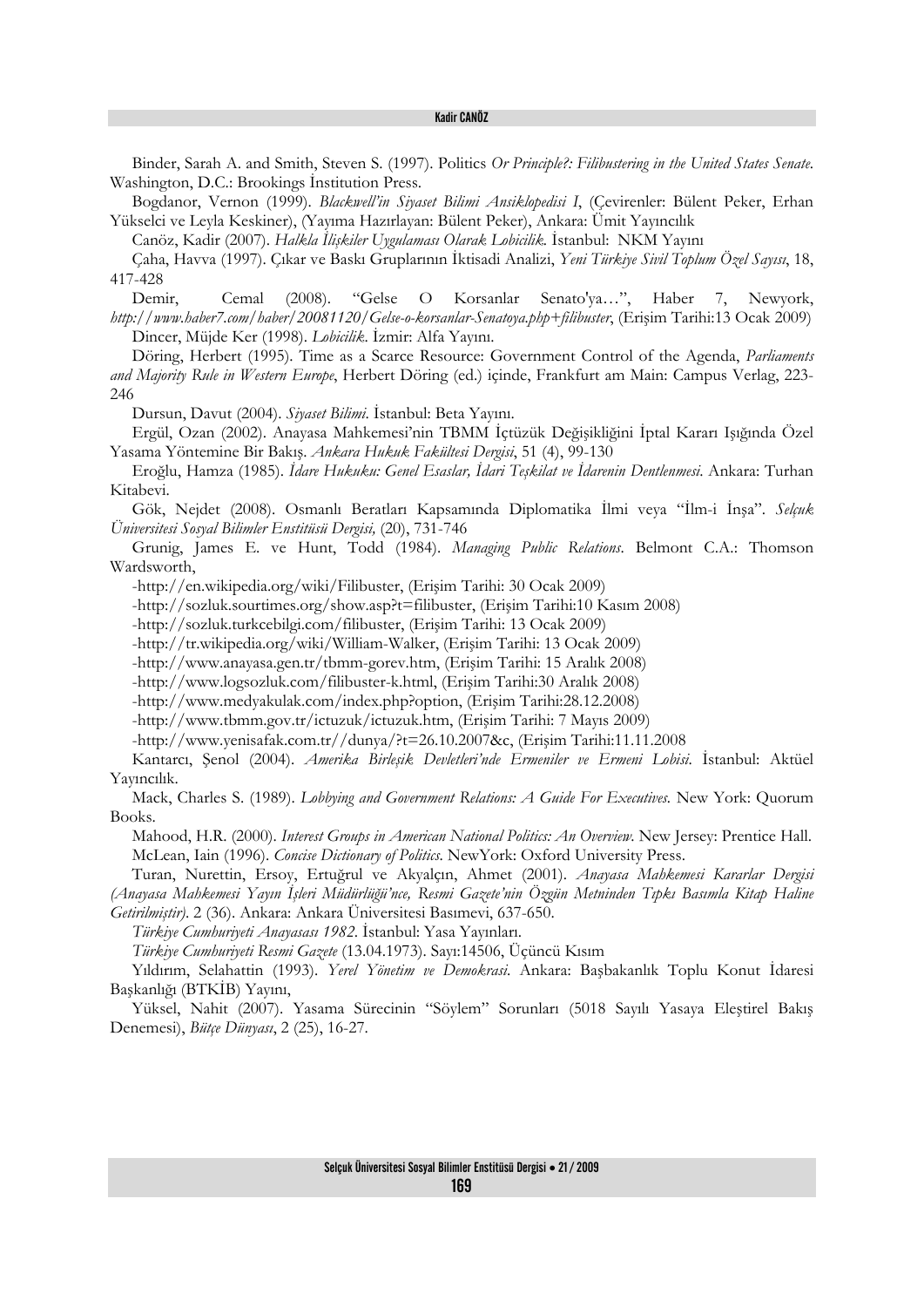Binder, Sarah A. and Smith, Steven S. (1997). Politics *Or Principle?: Filibustering in the United States Senate.* Washington, D.C.: Brookings İnstitution Press.

Bogdanor, Vernon (1999). *Blackwell'in Siyaset Bilimi Ansiklopedisi I*, (Çevirenler: Bülent Peker, Erhan Yükselci ve Leyla Keskiner), (Yayıma Hazırlayan: Bülent Peker), Ankara: Ümit Yayıncılık

Canöz, Kadir (2007). *Halkla İlişkiler Uygulaması Olarak Lobicilik.* İstanbul: NKM Yayını

Çaha, Havva (1997). Çıkar ve Baskı Gruplarının İktisadi Analizi, *Yeni Türkiye Sivil Toplum Özel Sayısı*, 18, 417-428

Demir, Cemal (2008). "Gelse O Korsanlar Senato'ya…", Haber 7, Newyork, *http://www.haber7.com/haber/20081120/Gelse-o-korsanlar-Senatoya.php+filibuster*, (Erişim Tarihi:13 Ocak 2009)

Dincer, Müjde Ker (1998). *Lobicilik.* İzmir: Alfa Yayını.

Döring, Herbert (1995). Time as a Scarce Resource: Government Control of the Agenda, *Parliaments and Majority Rule in Western Europe*, Herbert Döring (ed.) içinde, Frankfurt am Main: Campus Verlag, 223-246

Dursun, Davut (2004). *Siyaset Bilimi.* İstanbul: Beta Yayını.

Ergül, Ozan (2002). Anayasa Mahkemesi'nin TBMM İçtüzük Değişikliğini İptal Kararı Işığında Özel Yasama Yöntemine Bir Bakış. *Ankara Hukuk Fakültesi Dergisi*, 51 (4), 99-130

Eroğlu, Hamza (1985). *İdare Hukuku: Genel Esaslar, İdari Teşkilat ve İdarenin Dentlenmesi.* Ankara: Turhan Kitabevi.

Gök, Nejdet (2008). Osmanlı Beratları Kapsamında Diplomatika İlmi veya "İlm-i İnşa". *Selçuk Üniversitesi Sosyal Bilimler Enstitüsü Dergisi,* (20), 731-746

Grunig, James E. ve Hunt, Todd (1984). *Managing Public Relations.* Belmont C.A.: Thomson Wardsworth,

-http://en.wikipedia.org/wiki/Filibuster, (Erişim Tarihi: 30 Ocak 2009)

-http://sozluk.sourtimes.org/show.asp?t=filibuster, (Erişim Tarihi:10 Kasım 2008)

-http://sozluk.turkcebilgi.com/filibuster, (Erişim Tarihi: 13 Ocak 2009)

-http://tr.wikipedia.org/wiki/William-Walker, (Erişim Tarihi: 13 Ocak 2009)

-http://www.anayasa.gen.tr/tbmm-gorev.htm, (Erişim Tarihi: 15 Aralık 2008)

-http://www.logsozluk.com/filibuster-k.html, (Erişim Tarihi:30 Aralık 2008)

-http://www.medyakulak.com/index.php?option, (Erişim Tarihi:28.12.2008)

-http://www.tbmm.gov.tr/ictuzuk/ictuzuk.htm, (Erişim Tarihi: 7 Mayıs 2009)

-http://www.yenisafak.com.tr//dunya/?t=26.10.2007&c, (Erişim Tarihi:11.11.2008

Kantarcı, Şenol (2004). *Amerika Birleşik Devletleri'nde Ermeniler ve Ermeni Lobisi.* İstanbul: Aktüel Yayıncılık.

Mack, Charles S. (1989). *Lobbying and Government Relations: A Guide For Executives.* New York: Quorum Books.

Mahood, H.R. (2000). *Interest Groups in American National Politics: An Overview.* New Jersey: Prentice Hall.

McLean, Iain (1996). *Concise Dictionary of Politics.* NewYork: Oxford University Press.

Turan, Nurettin, Ersoy, Ertuğrul ve Akyalçın, Ahmet (2001). *Anayasa Mahkemesi Kararlar Dergisi (Anayasa Mahkemesi Yayın İşleri Müdürlüğü'nce, Resmi Gazete'nin Özgün Metninden Tıpkı Basımla Kitap Haline Getirilmiştir).* 2 (36). Ankara: Ankara Üniversitesi Basımevi, 637-650.

*Türkiye Cumhuriyeti Anayasası 1982.* İstanbul: Yasa Yayınları.

*Türkiye Cumhuriyeti Resmi Gazete* (13.04.1973). Sayı:14506, Üçüncü Kısım

Yıldırım, Selahattin (1993). *Yerel Yönetim ve Demokrasi.* Ankara: Başbakanlık Toplu Konut İdaresi Başkanlığı (BTKİB) Yayını,

Yüksel, Nahit (2007). Yasama Sürecinin "Söylem" Sorunları (5018 Sayılı Yasaya Eleştirel Bakış Denemesi), *Bütçe Dünyası*, 2 (25), 16-27.